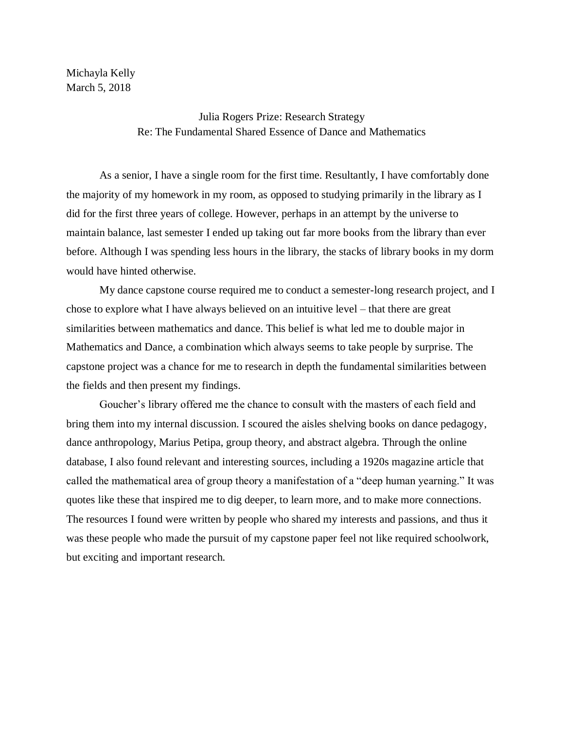Michayla Kelly
March 5, 2018

Julia Rogers Prize: Research Strategy
Re: The Fundamental Shared Essence of Dance and Mathematics

As a senior, I have a single room for the first time. Resultantly, I have comfortably done the majority of my homework in my room, as opposed to studying primarily in the library as I did for the first three years of college. However, perhaps in an attempt by the universe to maintain balance, last semester I ended up taking out far more books from the library than ever before. Although I was spending less hours in the library, the stacks of library books in my dorm would have hinted otherwise.

My dance capstone course required me to conduct a semester-long research project, and I chose to explore what I have always believed on an intuitive level – that there are great similarities between mathematics and dance. This belief is what led me to double major in Mathematics and Dance, a combination which always seems to take people by surprise. The capstone project was a chance for me to research in depth the fundamental similarities between the fields and then present my findings.

Goucher's library offered me the chance to consult with the masters of each field and bring them into my internal discussion. I scoured the aisles shelving books on dance pedagogy, dance anthropology, Marius Petipa, group theory, and abstract algebra. Through the online database, I also found relevant and interesting sources, including a 1920s magazine article that called the mathematical area of group theory a manifestation of a "deep human yearning." It was quotes like these that inspired me to dig deeper, to learn more, and to make more connections. The resources I found were written by people who shared my interests and passions, and thus it was these people who made the pursuit of my capstone paper feel not like required schoolwork, but exciting and important research.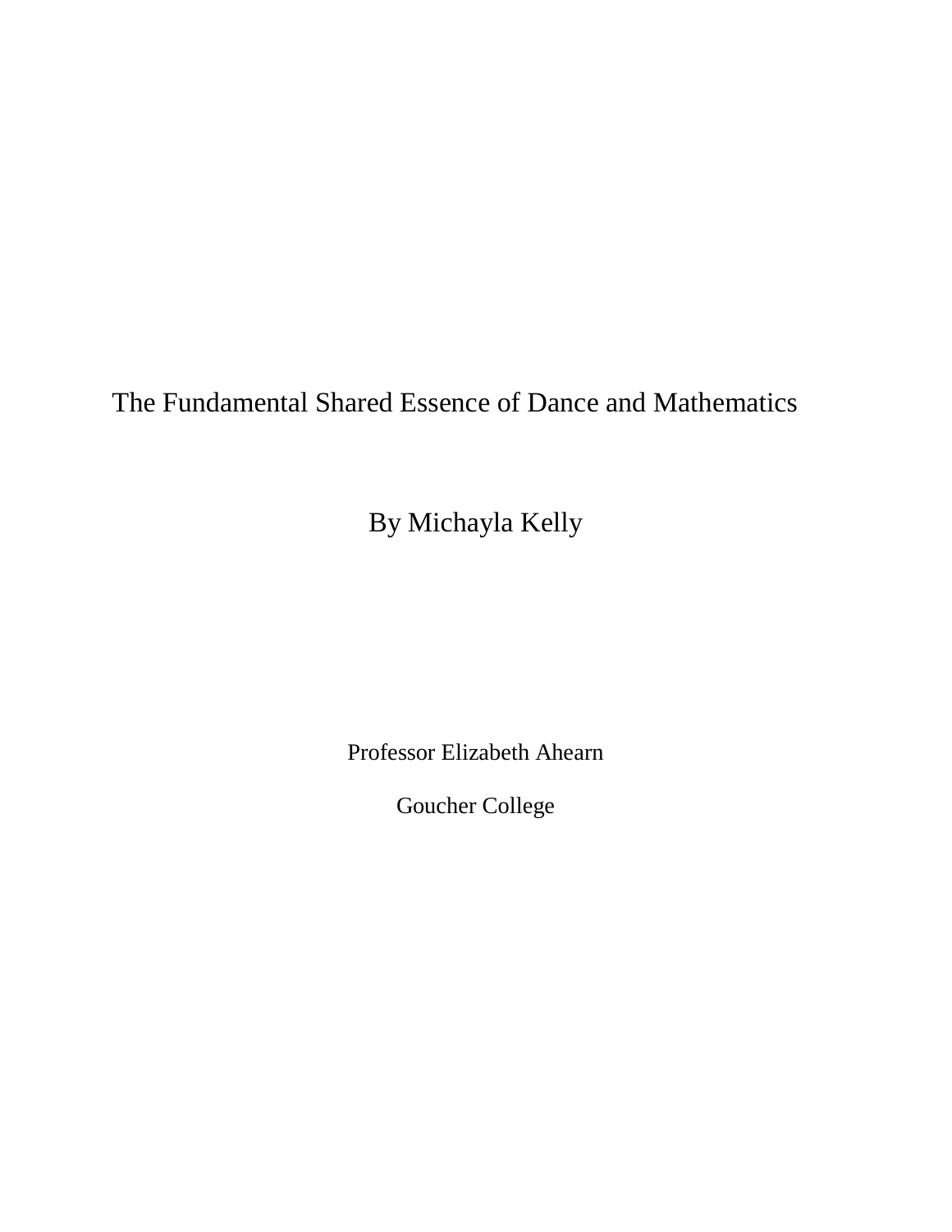# The Fundamental Shared Essence of Dance and Mathematics

By Michayla Kelly

Professor Elizabeth Ahearn

Goucher College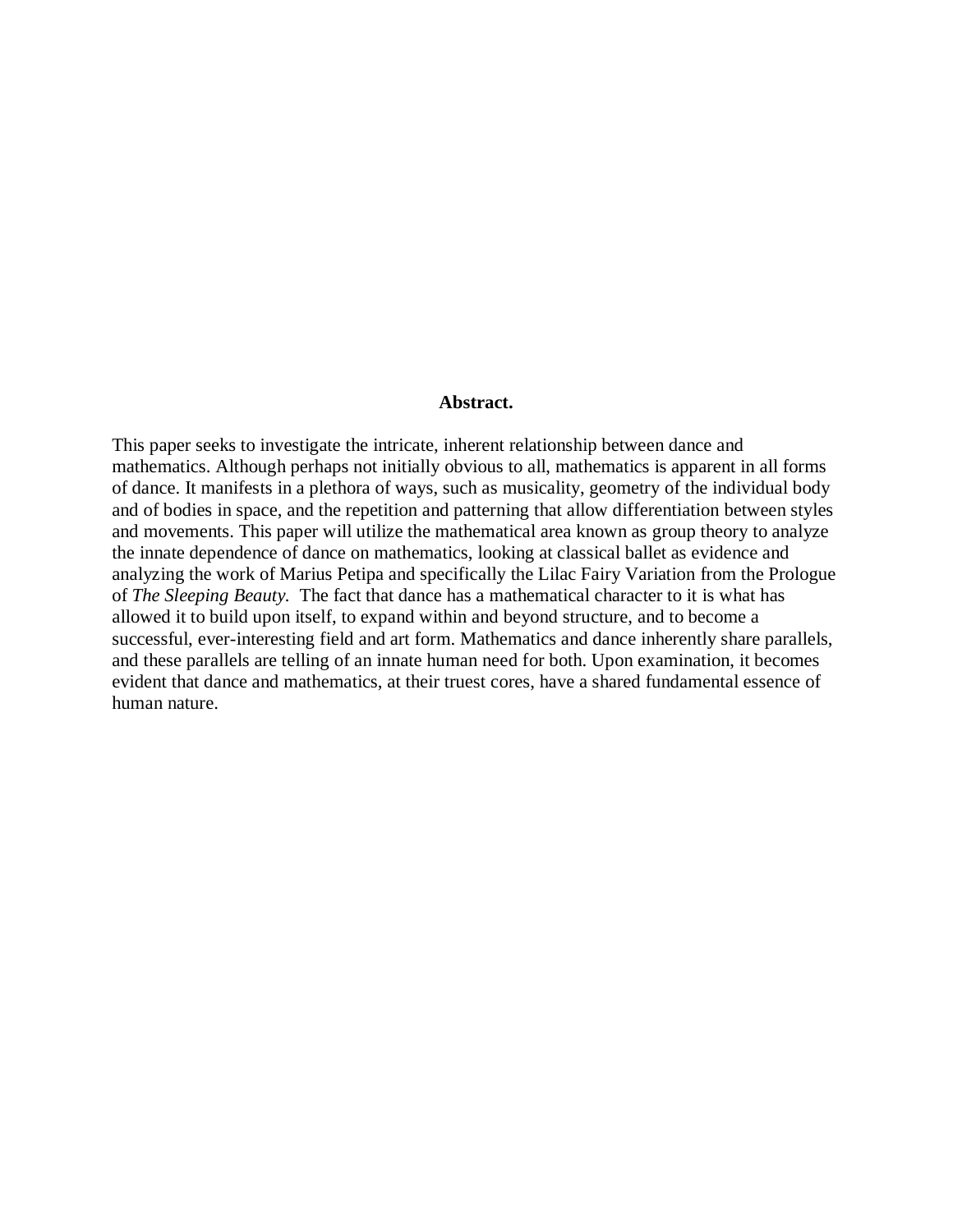**Abstract.**

This paper seeks to investigate the intricate, inherent relationship between dance and mathematics. Although perhaps not initially obvious to all, mathematics is apparent in all forms of dance. It manifests in a plethora of ways, such as musicality, geometry of the individual body and of bodies in space, and the repetition and patterning that allow differentiation between styles and movements. This paper will utilize the mathematical area known as group theory to analyze the innate dependence of dance on mathematics, looking at classical ballet as evidence and analyzing the work of Marius Petipa and specifically the Lilac Fairy Variation from the Prologue of *The Sleeping Beauty.* The fact that dance has a mathematical character to it is what has allowed it to build upon itself, to expand within and beyond structure, and to become a successful, ever-interesting field and art form. Mathematics and dance inherently share parallels, and these parallels are telling of an innate human need for both. Upon examination, it becomes evident that dance and mathematics, at their truest cores, have a shared fundamental essence of human nature.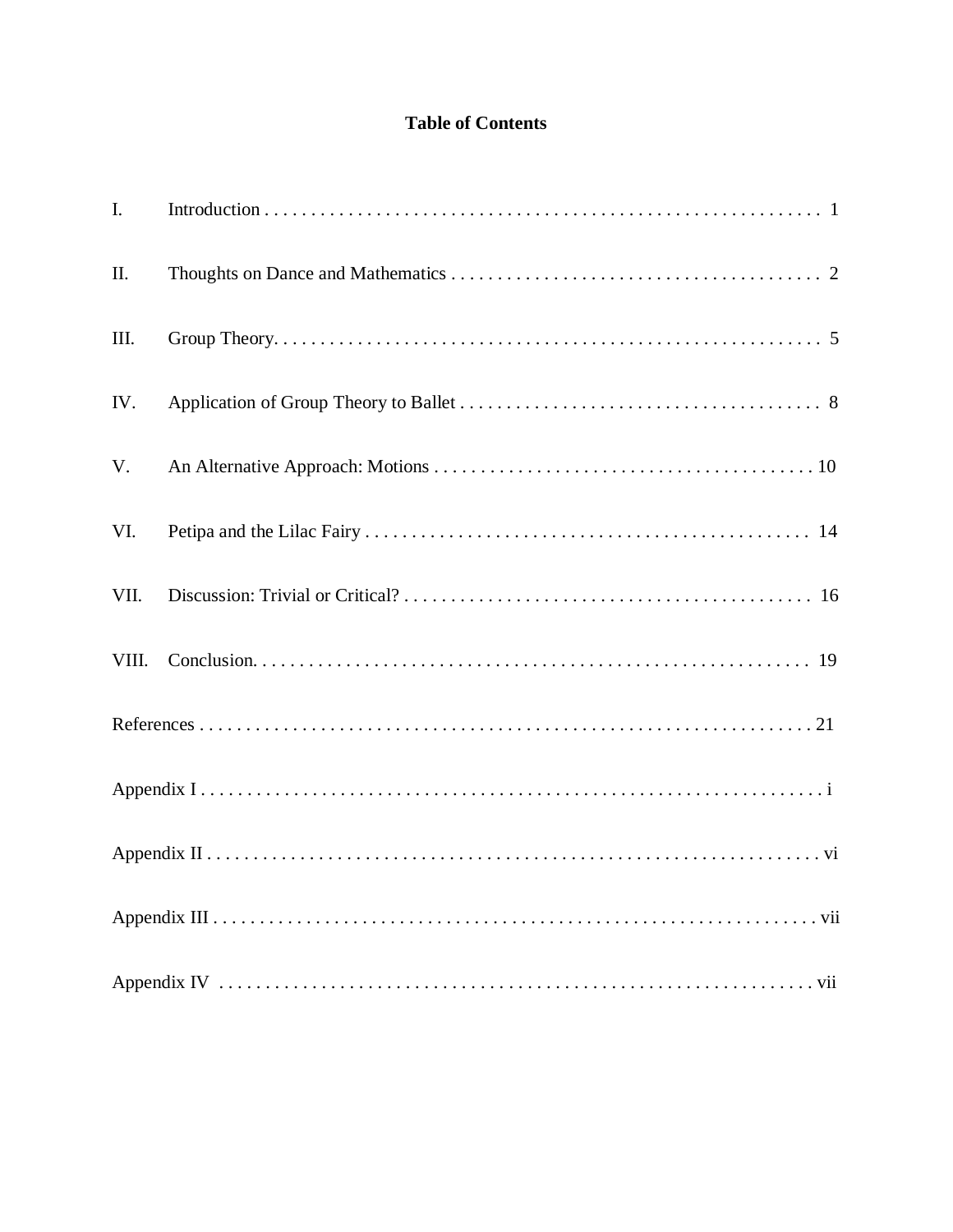# Table of Contents

| | | |
|---|---|---|
| I. | Introduction | 1 |
| II. | Thoughts on Dance and Mathematics | 2 |
| III. | Group Theory | 5 |
| IV. | Application of Group Theory to Ballet | 8 |
| V. | An Alternative Approach: Motions | 10 |
| VI. | Petipa and the Lilac Fairy | 14 |
| VII. | Discussion: Trivial or Critical? | 16 |
| VIII. | Conclusion | 19 |
| | References | 21 |
| | Appendix I | i |
| | Appendix II | vi |
| | Appendix III | vii |
| | Appendix IV | vii |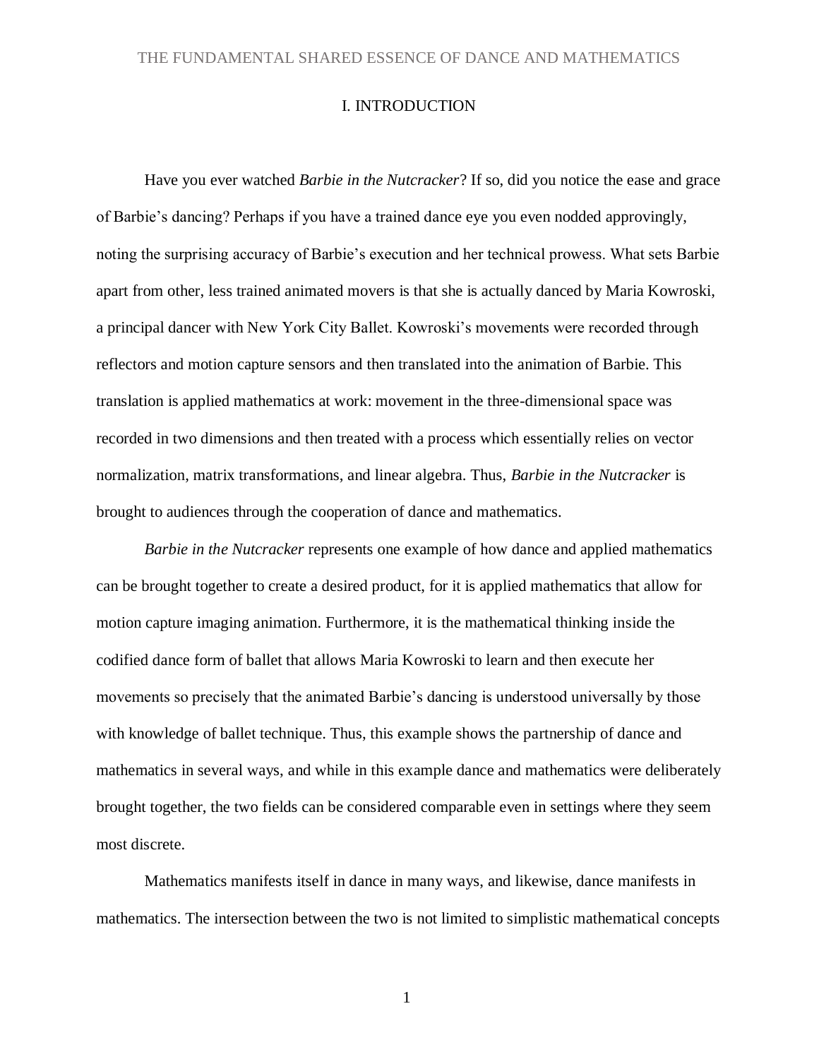## I. INTRODUCTION

Have you ever watched *Barbie in the Nutcracker*? If so, did you notice the ease and grace of Barbie's dancing? Perhaps if you have a trained dance eye you even nodded approvingly, noting the surprising accuracy of Barbie's execution and her technical prowess. What sets Barbie apart from other, less trained animated movers is that she is actually danced by Maria Kowroski, a principal dancer with New York City Ballet. Kowroski's movements were recorded through reflectors and motion capture sensors and then translated into the animation of Barbie. This translation is applied mathematics at work: movement in the three-dimensional space was recorded in two dimensions and then treated with a process which essentially relies on vector normalization, matrix transformations, and linear algebra. Thus, *Barbie in the Nutcracker* is brought to audiences through the cooperation of dance and mathematics.

*Barbie in the Nutcracker* represents one example of how dance and applied mathematics can be brought together to create a desired product, for it is applied mathematics that allow for motion capture imaging animation. Furthermore, it is the mathematical thinking inside the codified dance form of ballet that allows Maria Kowroski to learn and then execute her movements so precisely that the animated Barbie's dancing is understood universally by those with knowledge of ballet technique. Thus, this example shows the partnership of dance and mathematics in several ways, and while in this example dance and mathematics were deliberately brought together, the two fields can be considered comparable even in settings where they seem most discrete.

Mathematics manifests itself in dance in many ways, and likewise, dance manifests in mathematics. The intersection between the two is not limited to simplistic mathematical concepts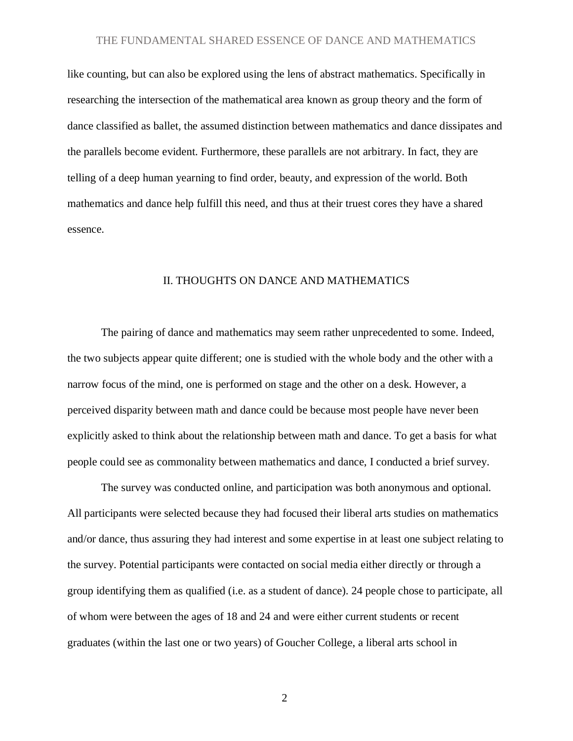like counting, but can also be explored using the lens of abstract mathematics. Specifically in researching the intersection of the mathematical area known as group theory and the form of dance classified as ballet, the assumed distinction between mathematics and dance dissipates and the parallels become evident. Furthermore, these parallels are not arbitrary. In fact, they are telling of a deep human yearning to find order, beauty, and expression of the world. Both mathematics and dance help fulfill this need, and thus at their truest cores they have a shared essence.

## II. THOUGHTS ON DANCE AND MATHEMATICS

The pairing of dance and mathematics may seem rather unprecedented to some. Indeed, the two subjects appear quite different; one is studied with the whole body and the other with a narrow focus of the mind, one is performed on stage and the other on a desk. However, a perceived disparity between math and dance could be because most people have never been explicitly asked to think about the relationship between math and dance. To get a basis for what people could see as commonality between mathematics and dance, I conducted a brief survey.

The survey was conducted online, and participation was both anonymous and optional. All participants were selected because they had focused their liberal arts studies on mathematics and/or dance, thus assuring they had interest and some expertise in at least one subject relating to the survey. Potential participants were contacted on social media either directly or through a group identifying them as qualified (i.e. as a student of dance). 24 people chose to participate, all of whom were between the ages of 18 and 24 and were either current students or recent graduates (within the last one or two years) of Goucher College, a liberal arts school in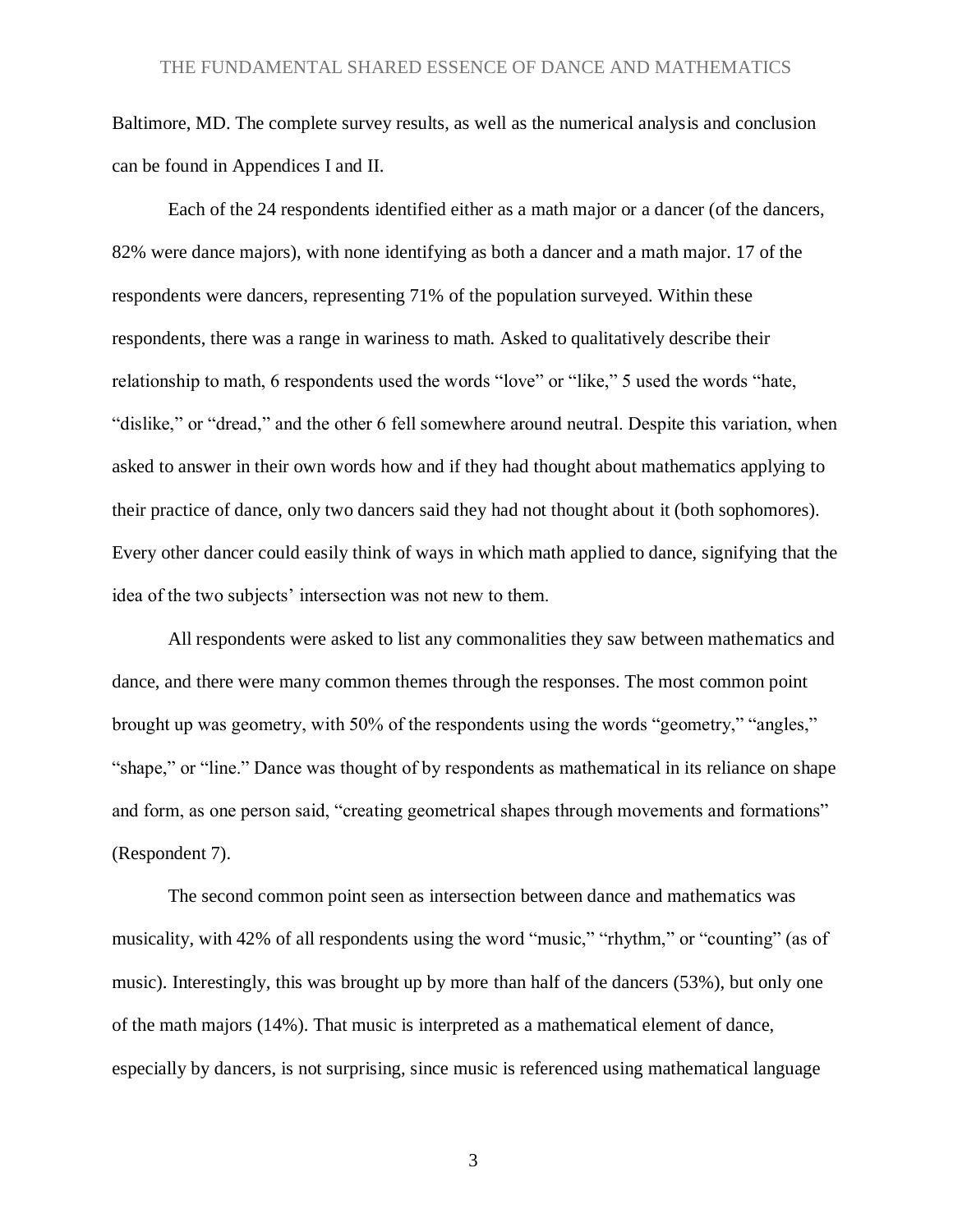Baltimore, MD. The complete survey results, as well as the numerical analysis and conclusion can be found in Appendices I and II.

Each of the 24 respondents identified either as a math major or a dancer (of the dancers, 82% were dance majors), with none identifying as both a dancer and a math major. 17 of the respondents were dancers, representing 71% of the population surveyed. Within these respondents, there was a range in wariness to math. Asked to qualitatively describe their relationship to math, 6 respondents used the words "love" or "like," 5 used the words "hate, "dislike," or "dread," and the other 6 fell somewhere around neutral. Despite this variation, when asked to answer in their own words how and if they had thought about mathematics applying to their practice of dance, only two dancers said they had not thought about it (both sophomores). Every other dancer could easily think of ways in which math applied to dance, signifying that the idea of the two subjects' intersection was not new to them.

All respondents were asked to list any commonalities they saw between mathematics and dance, and there were many common themes through the responses. The most common point brought up was geometry, with 50% of the respondents using the words "geometry," "angles," "shape," or "line." Dance was thought of by respondents as mathematical in its reliance on shape and form, as one person said, "creating geometrical shapes through movements and formations" (Respondent 7).

The second common point seen as intersection between dance and mathematics was musicality, with 42% of all respondents using the word "music," "rhythm," or "counting" (as of music). Interestingly, this was brought up by more than half of the dancers (53%), but only one of the math majors (14%). That music is interpreted as a mathematical element of dance, especially by dancers, is not surprising, since music is referenced using mathematical language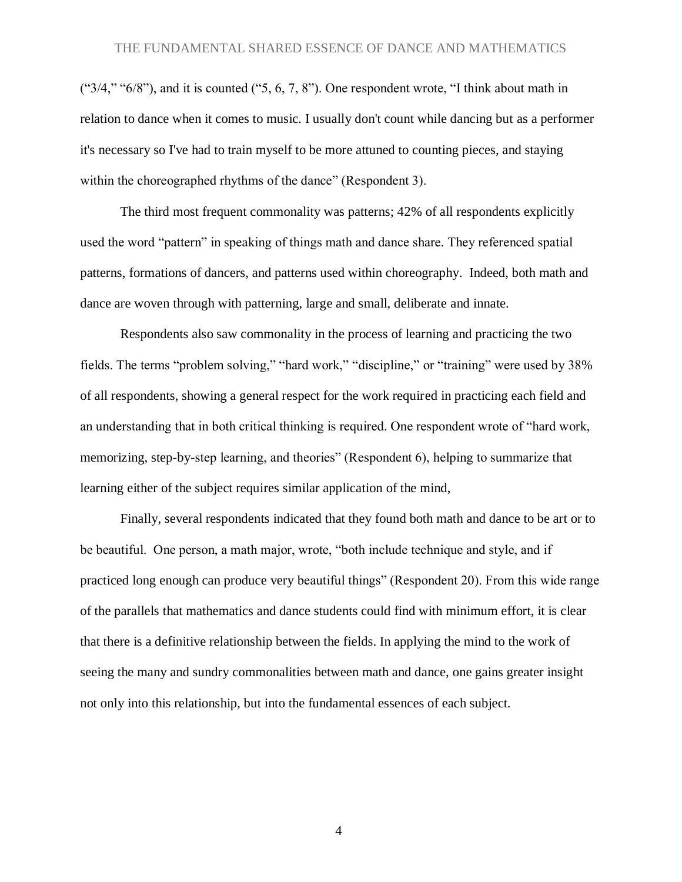(“3/4,” “6/8”), and it is counted (“5, 6, 7, 8”). One respondent wrote, “I think about math in relation to dance when it comes to music. I usually don't count while dancing but as a performer it's necessary so I've had to train myself to be more attuned to counting pieces, and staying within the choreographed rhythms of the dance” (Respondent 3).

The third most frequent commonality was patterns; 42% of all respondents explicitly used the word “pattern” in speaking of things math and dance share. They referenced spatial patterns, formations of dancers, and patterns used within choreography. Indeed, both math and dance are woven through with patterning, large and small, deliberate and innate.

Respondents also saw commonality in the process of learning and practicing the two fields. The terms “problem solving,” “hard work,” “discipline,” or “training” were used by 38% of all respondents, showing a general respect for the work required in practicing each field and an understanding that in both critical thinking is required. One respondent wrote of “hard work, memorizing, step-by-step learning, and theories” (Respondent 6), helping to summarize that learning either of the subject requires similar application of the mind,

Finally, several respondents indicated that they found both math and dance to be art or to be beautiful. One person, a math major, wrote, “both include technique and style, and if practiced long enough can produce very beautiful things” (Respondent 20). From this wide range of the parallels that mathematics and dance students could find with minimum effort, it is clear that there is a definitive relationship between the fields. In applying the mind to the work of seeing the many and sundry commonalities between math and dance, one gains greater insight not only into this relationship, but into the fundamental essences of each subject.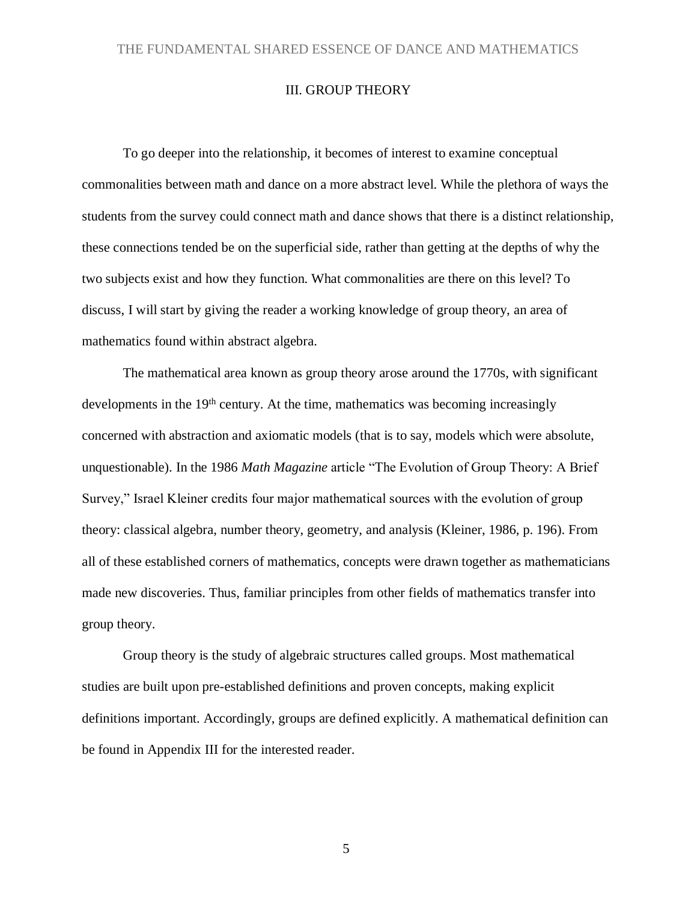## III. GROUP THEORY

To go deeper into the relationship, it becomes of interest to examine conceptual commonalities between math and dance on a more abstract level. While the plethora of ways the students from the survey could connect math and dance shows that there is a distinct relationship, these connections tended be on the superficial side, rather than getting at the depths of why the two subjects exist and how they function. What commonalities are there on this level? To discuss, I will start by giving the reader a working knowledge of group theory, an area of mathematics found within abstract algebra.

The mathematical area known as group theory arose around the 1770s, with significant developments in the 19th century. At the time, mathematics was becoming increasingly concerned with abstraction and axiomatic models (that is to say, models which were absolute, unquestionable). In the 1986 *Math Magazine* article "The Evolution of Group Theory: A Brief Survey," Israel Kleiner credits four major mathematical sources with the evolution of group theory: classical algebra, number theory, geometry, and analysis (Kleiner, 1986, p. 196). From all of these established corners of mathematics, concepts were drawn together as mathematicians made new discoveries. Thus, familiar principles from other fields of mathematics transfer into group theory.

Group theory is the study of algebraic structures called groups. Most mathematical studies are built upon pre-established definitions and proven concepts, making explicit definitions important. Accordingly, groups are defined explicitly. A mathematical definition can be found in Appendix III for the interested reader.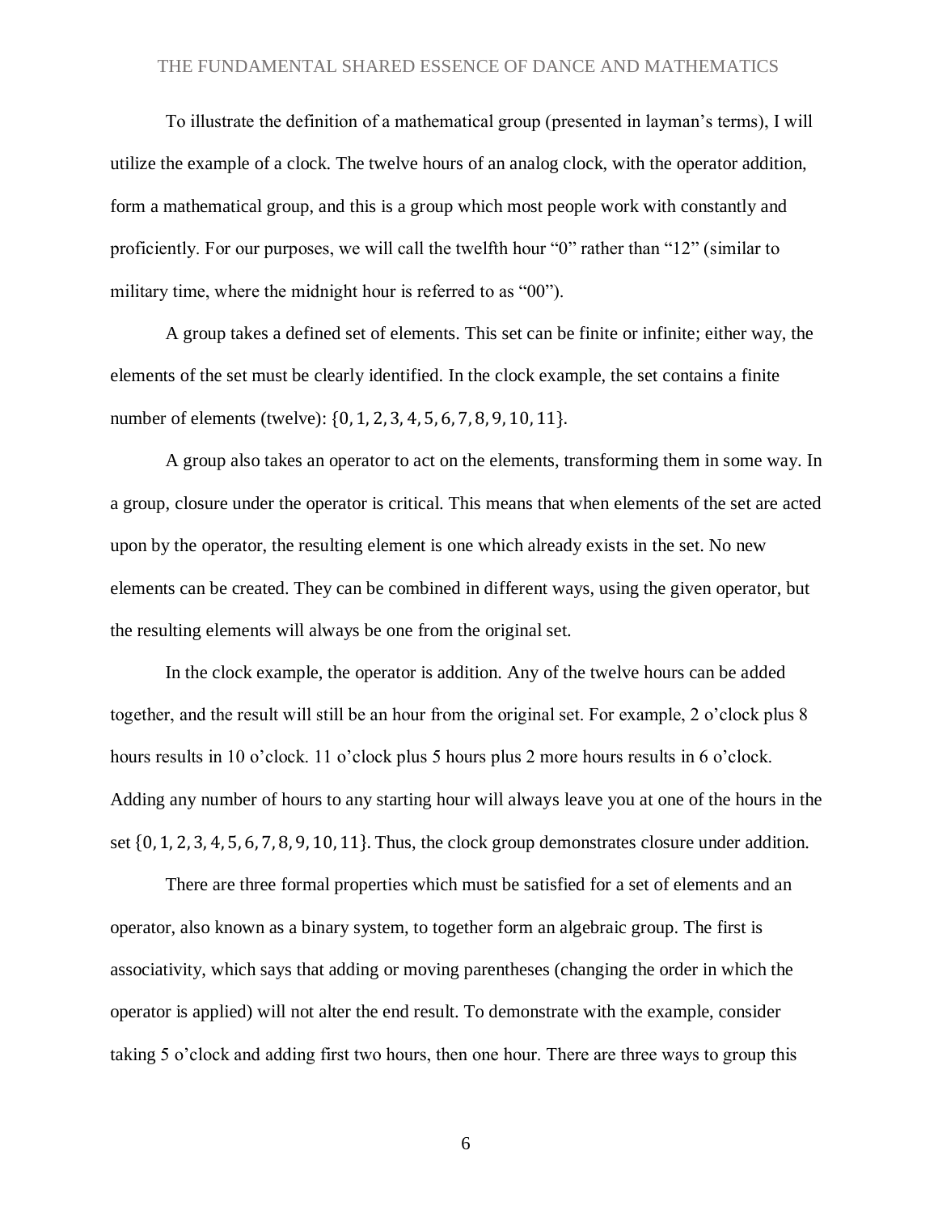To illustrate the definition of a mathematical group (presented in layman's terms), I will utilize the example of a clock. The twelve hours of an analog clock, with the operator addition, form a mathematical group, and this is a group which most people work with constantly and proficiently. For our purposes, we will call the twelfth hour "0" rather than "12" (similar to military time, where the midnight hour is referred to as "00").

A group takes a defined set of elements. This set can be finite or infinite; either way, the elements of the set must be clearly identified. In the clock example, the set contains a finite number of elements (twelve): $\{0, 1, 2, 3, 4, 5, 6, 7, 8, 9, 10, 11\}$.

A group also takes an operator to act on the elements, transforming them in some way. In a group, closure under the operator is critical. This means that when elements of the set are acted upon by the operator, the resulting element is one which already exists in the set. No new elements can be created. They can be combined in different ways, using the given operator, but the resulting elements will always be one from the original set.

In the clock example, the operator is addition. Any of the twelve hours can be added together, and the result will still be an hour from the original set. For example, 2 o'clock plus 8 hours results in 10 o'clock. 11 o'clock plus 5 hours plus 2 more hours results in 6 o'clock. Adding any number of hours to any starting hour will always leave you at one of the hours in the set $\{0, 1, 2, 3, 4, 5, 6, 7, 8, 9, 10, 11\}$. Thus, the clock group demonstrates closure under addition.

There are three formal properties which must be satisfied for a set of elements and an operator, also known as a binary system, to together form an algebraic group. The first is associativity, which says that adding or moving parentheses (changing the order in which the operator is applied) will not alter the end result. To demonstrate with the example, consider taking 5 o'clock and adding first two hours, then one hour. There are three ways to group this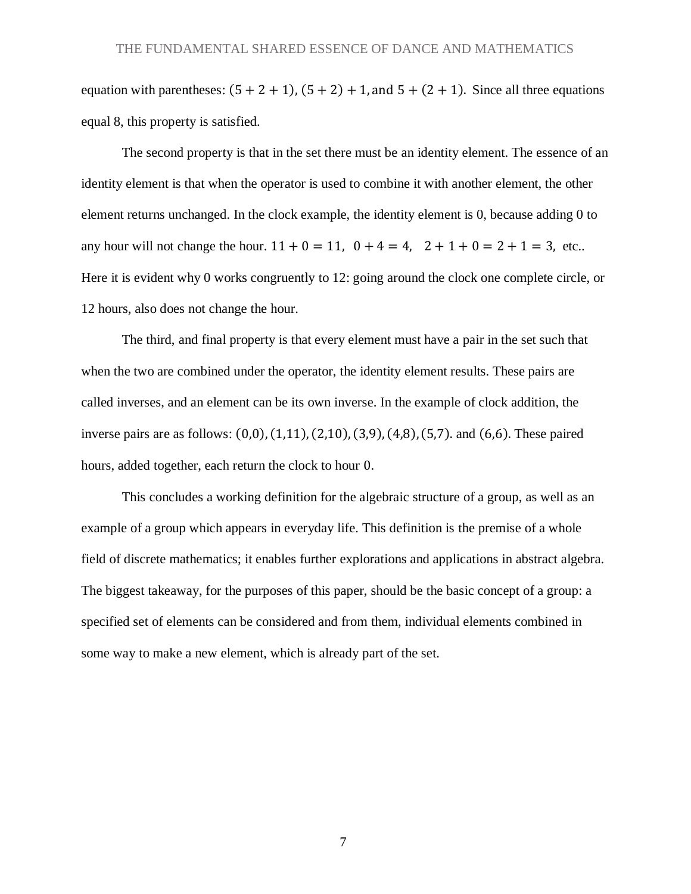equation with parentheses: $(5 + 2 + 1)$, $(5 + 2) + 1$, and $5 + (2 + 1)$. Since all three equations equal 8, this property is satisfied.

The second property is that in the set there must be an identity element. The essence of an identity element is that when the operator is used to combine it with another element, the other element returns unchanged. In the clock example, the identity element is 0, because adding 0 to any hour will not change the hour. $11 + 0 = 11$, $0 + 4 = 4$, $2 + 1 + 0 = 2 + 1 = 3$, etc.. Here it is evident why 0 works congruently to 12: going around the clock one complete circle, or 12 hours, also does not change the hour.

The third, and final property is that every element must have a pair in the set such that when the two are combined under the operator, the identity element results. These pairs are called inverses, and an element can be its own inverse. In the example of clock addition, the inverse pairs are as follows: $(0,0)$, $(1,11)$, $(2,10)$, $(3,9)$, $(4,8)$, $(5,7)$. and $(6,6)$. These paired hours, added together, each return the clock to hour $0$.

This concludes a working definition for the algebraic structure of a group, as well as an example of a group which appears in everyday life. This definition is the premise of a whole field of discrete mathematics; it enables further explorations and applications in abstract algebra. The biggest takeaway, for the purposes of this paper, should be the basic concept of a group: a specified set of elements can be considered and from them, individual elements combined in some way to make a new element, which is already part of the set.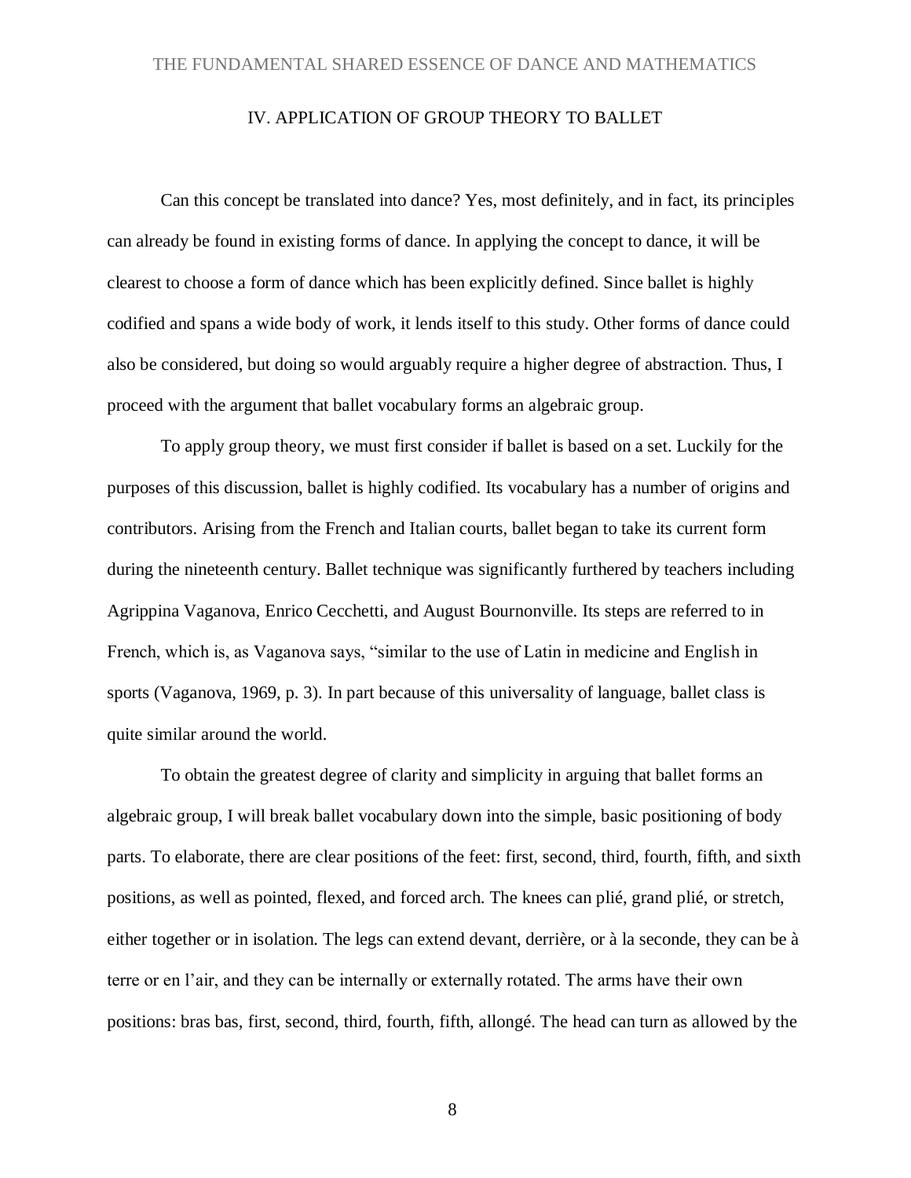## IV. APPLICATION OF GROUP THEORY TO BALLET

Can this concept be translated into dance? Yes, most definitely, and in fact, its principles can already be found in existing forms of dance. In applying the concept to dance, it will be clearest to choose a form of dance which has been explicitly defined. Since ballet is highly codified and spans a wide body of work, it lends itself to this study. Other forms of dance could also be considered, but doing so would arguably require a higher degree of abstraction. Thus, I proceed with the argument that ballet vocabulary forms an algebraic group.

To apply group theory, we must first consider if ballet is based on a set. Luckily for the purposes of this discussion, ballet is highly codified. Its vocabulary has a number of origins and contributors. Arising from the French and Italian courts, ballet began to take its current form during the nineteenth century. Ballet technique was significantly furthered by teachers including Agrippina Vaganova, Enrico Cecchetti, and August Bournonville. Its steps are referred to in French, which is, as Vaganova says, "similar to the use of Latin in medicine and English in sports (Vaganova, 1969, p. 3). In part because of this universality of language, ballet class is quite similar around the world.

To obtain the greatest degree of clarity and simplicity in arguing that ballet forms an algebraic group, I will break ballet vocabulary down into the simple, basic positioning of body parts. To elaborate, there are clear positions of the feet: first, second, third, fourth, fifth, and sixth positions, as well as pointed, flexed, and forced arch. The knees can plié, grand plié, or stretch, either together or in isolation. The legs can extend devant, derrière, or à la seconde, they can be à terre or en l'air, and they can be internally or externally rotated. The arms have their own positions: bras bas, first, second, third, fourth, fifth, allongé. The head can turn as allowed by the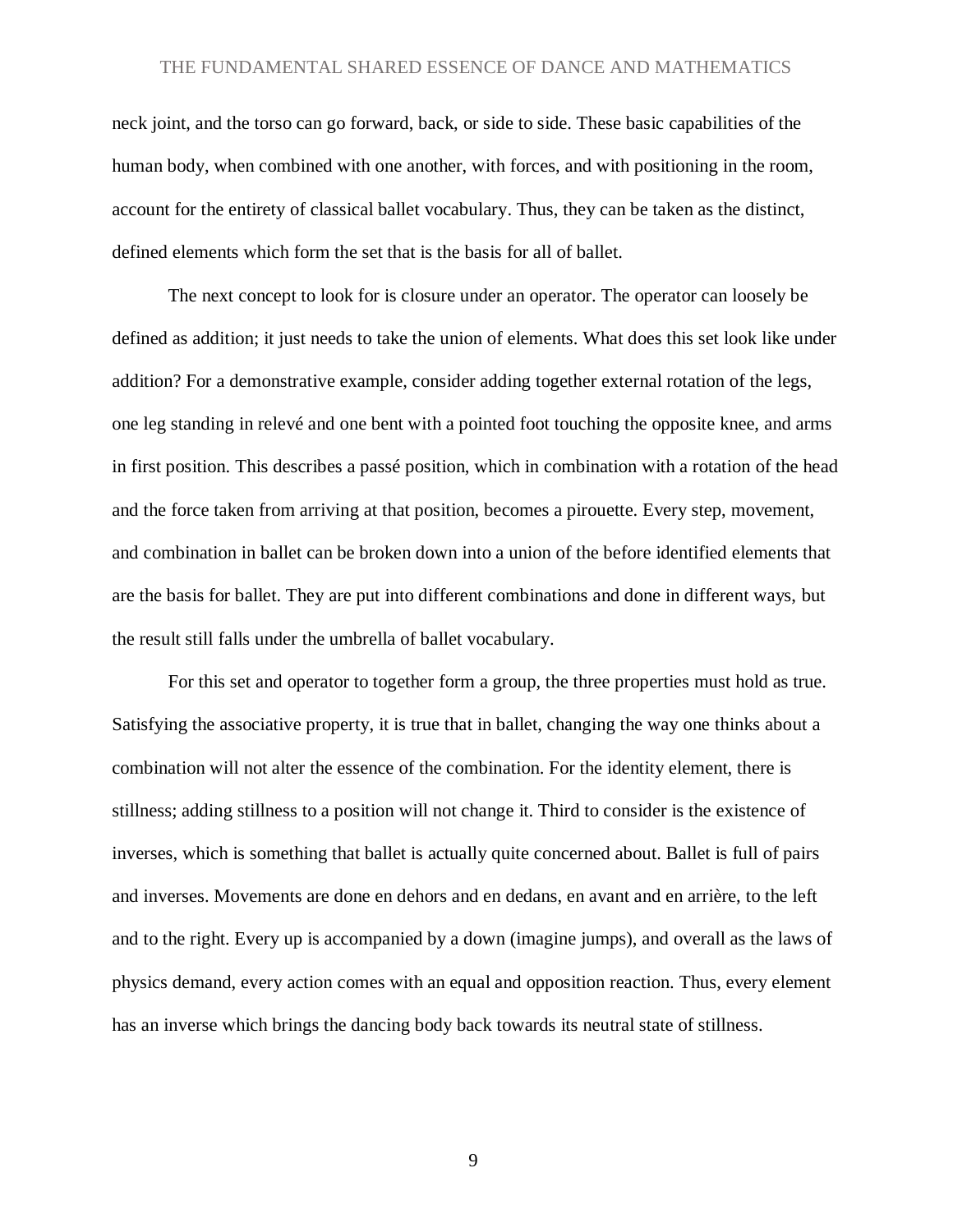neck joint, and the torso can go forward, back, or side to side. These basic capabilities of the human body, when combined with one another, with forces, and with positioning in the room, account for the entirety of classical ballet vocabulary. Thus, they can be taken as the distinct, defined elements which form the set that is the basis for all of ballet.

The next concept to look for is closure under an operator. The operator can loosely be defined as addition; it just needs to take the union of elements. What does this set look like under addition? For a demonstrative example, consider adding together external rotation of the legs, one leg standing in relevé and one bent with a pointed foot touching the opposite knee, and arms in first position. This describes a passé position, which in combination with a rotation of the head and the force taken from arriving at that position, becomes a pirouette. Every step, movement, and combination in ballet can be broken down into a union of the before identified elements that are the basis for ballet. They are put into different combinations and done in different ways, but the result still falls under the umbrella of ballet vocabulary.

For this set and operator to together form a group, the three properties must hold as true. Satisfying the associative property, it is true that in ballet, changing the way one thinks about a combination will not alter the essence of the combination. For the identity element, there is stillness; adding stillness to a position will not change it. Third to consider is the existence of inverses, which is something that ballet is actually quite concerned about. Ballet is full of pairs and inverses. Movements are done en dehors and en dedans, en avant and en arrière, to the left and to the right. Every up is accompanied by a down (imagine jumps), and overall as the laws of physics demand, every action comes with an equal and opposition reaction. Thus, every element has an inverse which brings the dancing body back towards its neutral state of stillness.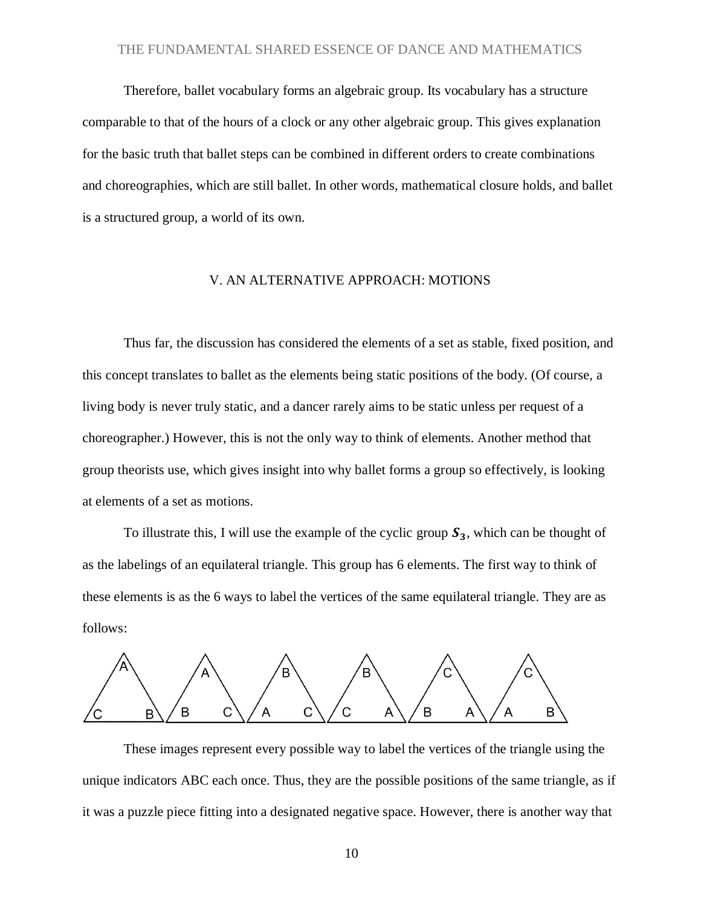Therefore, ballet vocabulary forms an algebraic group. Its vocabulary has a structure comparable to that of the hours of a clock or any other algebraic group. This gives explanation for the basic truth that ballet steps can be combined in different orders to create combinations and choreographies, which are still ballet. In other words, mathematical closure holds, and ballet is a structured group, a world of its own.

## V. AN ALTERNATIVE APPROACH: MOTIONS

Thus far, the discussion has considered the elements of a set as stable, fixed position, and this concept translates to ballet as the elements being static positions of the body. (Of course, a living body is never truly static, and a dancer rarely aims to be static unless per request of a choreographer.) However, this is not the only way to think of elements. Another method that group theorists use, which gives insight into why ballet forms a group so effectively, is looking at elements of a set as motions.

To illustrate this, I will use the example of the cyclic group $\boldsymbol{S_3}$, which can be thought of as the labelings of an equilateral triangle. This group has 6 elements. The first way to think of these elements is as the 6 ways to label the vertices of the same equilateral triangle. They are as follows:

These images represent every possible way to label the vertices of the triangle using the unique indicators ABC each once. Thus, they are the possible positions of the same triangle, as if it was a puzzle piece fitting into a designated negative space. However, there is another way that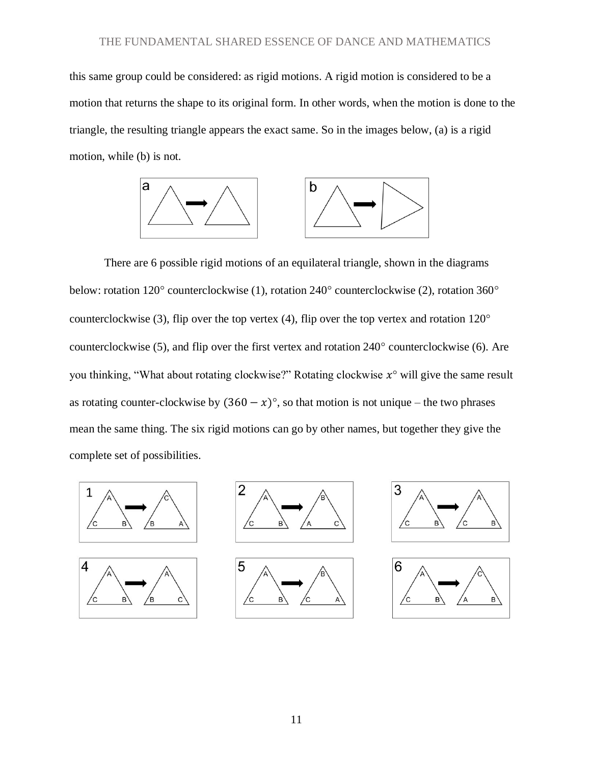this same group could be considered: as rigid motions. A rigid motion is considered to be a motion that returns the shape to its original form. In other words, when the motion is done to the triangle, the resulting triangle appears the exact same. So in the images below, (a) is a rigid motion, while (b) is not.

There are 6 possible rigid motions of an equilateral triangle, shown in the diagrams below: rotation 120° counterclockwise (1), rotation 240° counterclockwise (2), rotation 360° counterclockwise (3), flip over the top vertex (4), flip over the top vertex and rotation 120° counterclockwise (5), and flip over the first vertex and rotation 240° counterclockwise (6). Are you thinking, "What about rotating clockwise?" Rotating clockwise $x°$ will give the same result as rotating counter-clockwise by $(360 - x)°$, so that motion is not unique – the two phrases mean the same thing. The six rigid motions can go by other names, but together they give the complete set of possibilities.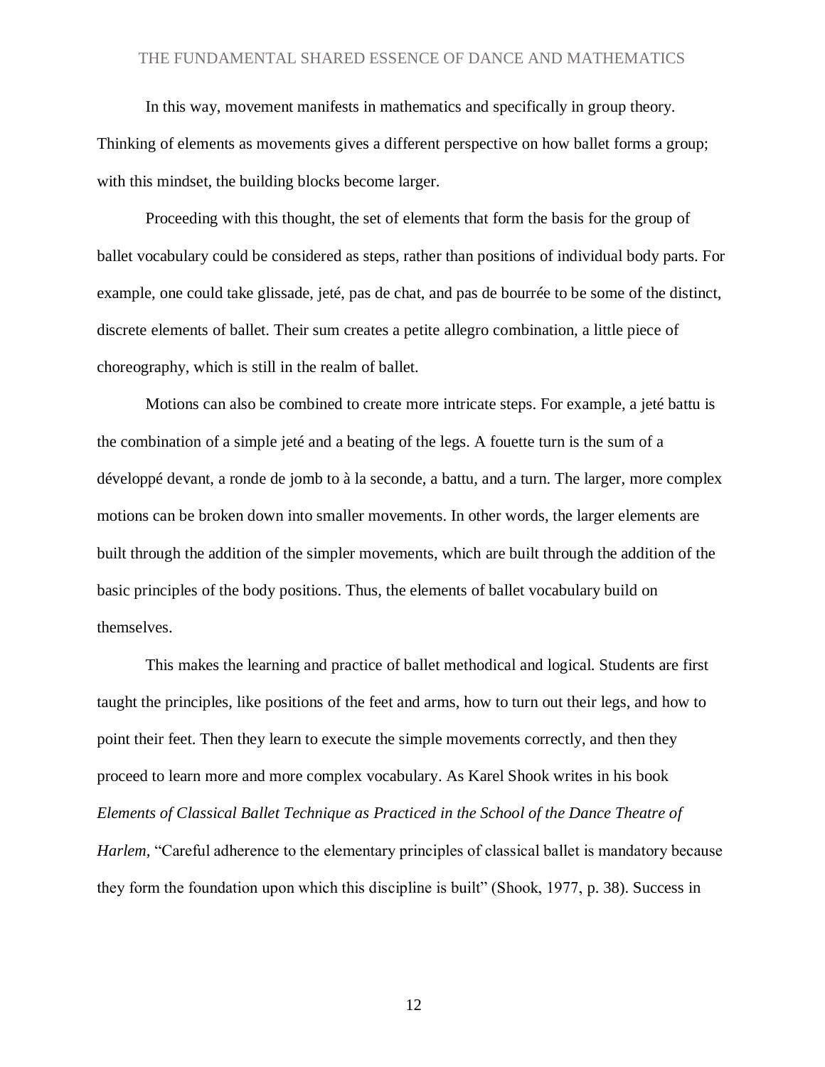In this way, movement manifests in mathematics and specifically in group theory. Thinking of elements as movements gives a different perspective on how ballet forms a group; with this mindset, the building blocks become larger.

Proceeding with this thought, the set of elements that form the basis for the group of ballet vocabulary could be considered as steps, rather than positions of individual body parts. For example, one could take glissade, jeté, pas de chat, and pas de bourrée to be some of the distinct, discrete elements of ballet. Their sum creates a petite allegro combination, a little piece of choreography, which is still in the realm of ballet.

Motions can also be combined to create more intricate steps. For example, a jeté battu is the combination of a simple jeté and a beating of the legs. A fouette turn is the sum of a développé devant, a ronde de jomb to à la seconde, a battu, and a turn. The larger, more complex motions can be broken down into smaller movements. In other words, the larger elements are built through the addition of the simpler movements, which are built through the addition of the basic principles of the body positions. Thus, the elements of ballet vocabulary build on themselves.

This makes the learning and practice of ballet methodical and logical. Students are first taught the principles, like positions of the feet and arms, how to turn out their legs, and how to point their feet. Then they learn to execute the simple movements correctly, and then they proceed to learn more and more complex vocabulary. As Karel Shook writes in his book *Elements of Classical Ballet Technique as Practiced in the School of the Dance Theatre of Harlem*, "Careful adherence to the elementary principles of classical ballet is mandatory because they form the foundation upon which this discipline is built" (Shook, 1977, p. 38). Success in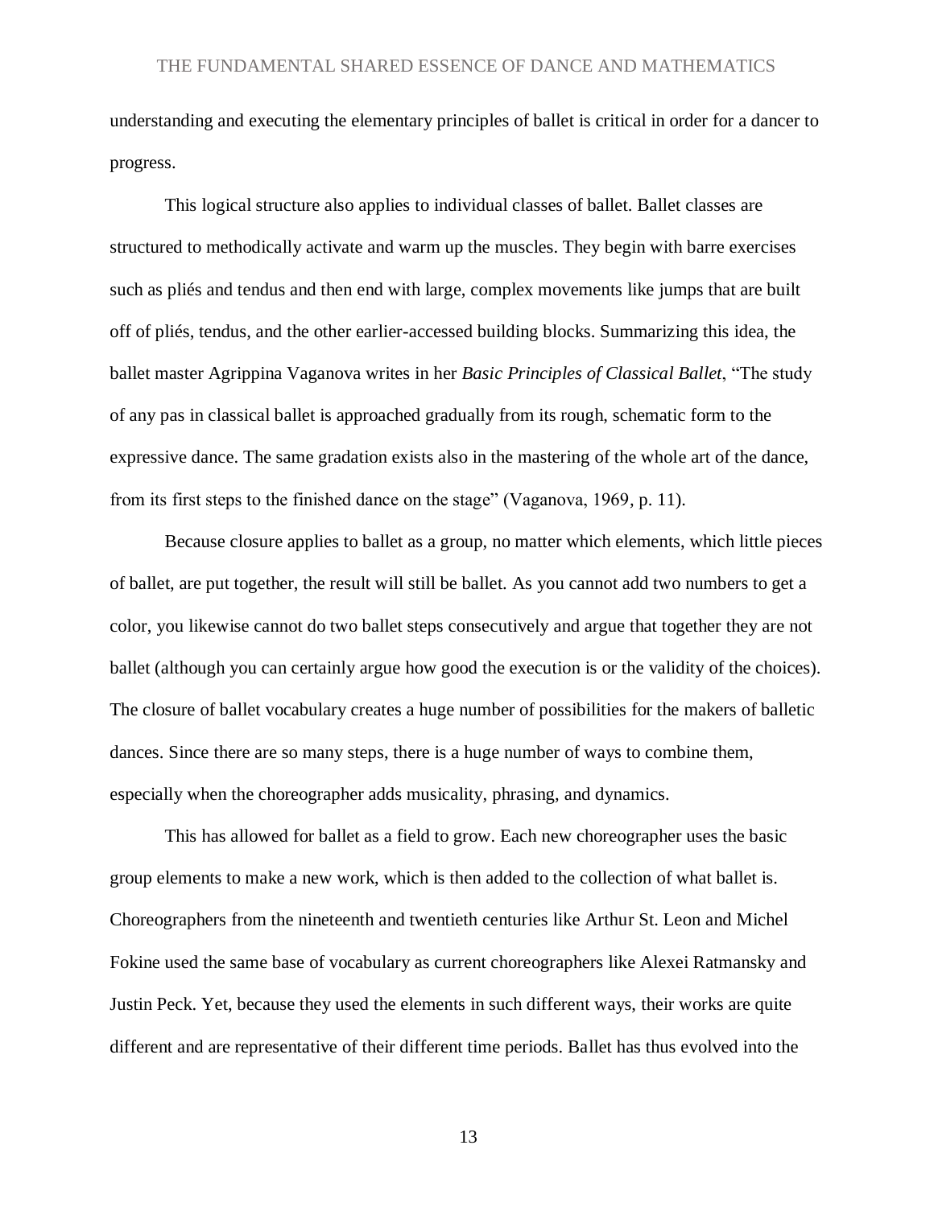understanding and executing the elementary principles of ballet is critical in order for a dancer to progress.

This logical structure also applies to individual classes of ballet. Ballet classes are structured to methodically activate and warm up the muscles. They begin with barre exercises such as pliés and tendus and then end with large, complex movements like jumps that are built off of pliés, tendus, and the other earlier-accessed building blocks. Summarizing this idea, the ballet master Agrippina Vaganova writes in her *Basic Principles of Classical Ballet*, "The study of any pas in classical ballet is approached gradually from its rough, schematic form to the expressive dance. The same gradation exists also in the mastering of the whole art of the dance, from its first steps to the finished dance on the stage" (Vaganova, 1969, p. 11).

Because closure applies to ballet as a group, no matter which elements, which little pieces of ballet, are put together, the result will still be ballet. As you cannot add two numbers to get a color, you likewise cannot do two ballet steps consecutively and argue that together they are not ballet (although you can certainly argue how good the execution is or the validity of the choices). The closure of ballet vocabulary creates a huge number of possibilities for the makers of balletic dances. Since there are so many steps, there is a huge number of ways to combine them, especially when the choreographer adds musicality, phrasing, and dynamics.

This has allowed for ballet as a field to grow. Each new choreographer uses the basic group elements to make a new work, which is then added to the collection of what ballet is. Choreographers from the nineteenth and twentieth centuries like Arthur St. Leon and Michel Fokine used the same base of vocabulary as current choreographers like Alexei Ratmansky and Justin Peck. Yet, because they used the elements in such different ways, their works are quite different and are representative of their different time periods. Ballet has thus evolved into the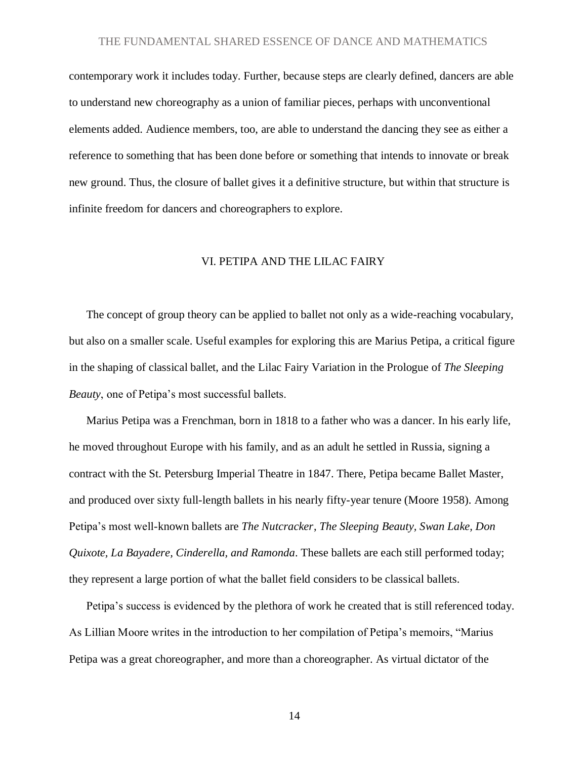contemporary work it includes today. Further, because steps are clearly defined, dancers are able to understand new choreography as a union of familiar pieces, perhaps with unconventional elements added. Audience members, too, are able to understand the dancing they see as either a reference to something that has been done before or something that intends to innovate or break new ground. Thus, the closure of ballet gives it a definitive structure, but within that structure is infinite freedom for dancers and choreographers to explore.

## VI. PETIPA AND THE LILAC FAIRY

The concept of group theory can be applied to ballet not only as a wide-reaching vocabulary, but also on a smaller scale. Useful examples for exploring this are Marius Petipa, a critical figure in the shaping of classical ballet, and the Lilac Fairy Variation in the Prologue of *The Sleeping Beauty*, one of Petipa's most successful ballets.

Marius Petipa was a Frenchman, born in 1818 to a father who was a dancer. In his early life, he moved throughout Europe with his family, and as an adult he settled in Russia, signing a contract with the St. Petersburg Imperial Theatre in 1847. There, Petipa became Ballet Master, and produced over sixty full-length ballets in his nearly fifty-year tenure (Moore 1958). Among Petipa's most well-known ballets are *The Nutcracker*, *The Sleeping Beauty, Swan Lake, Don Quixote, La Bayadere, Cinderella, and Ramonda*. These ballets are each still performed today; they represent a large portion of what the ballet field considers to be classical ballets.

Petipa's success is evidenced by the plethora of work he created that is still referenced today. As Lillian Moore writes in the introduction to her compilation of Petipa's memoirs, "Marius Petipa was a great choreographer, and more than a choreographer. As virtual dictator of the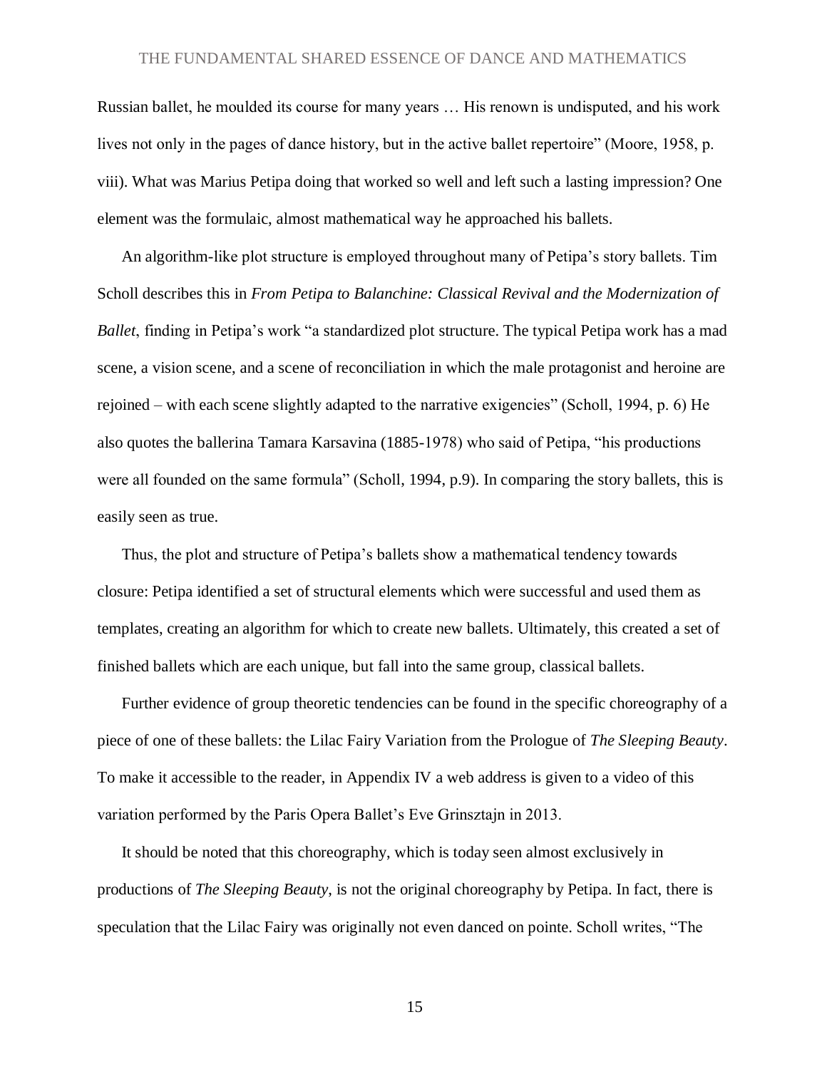Russian ballet, he moulded its course for many years … His renown is undisputed, and his work lives not only in the pages of dance history, but in the active ballet repertoire" (Moore, 1958, p. viii). What was Marius Petipa doing that worked so well and left such a lasting impression? One element was the formulaic, almost mathematical way he approached his ballets.

An algorithm-like plot structure is employed throughout many of Petipa's story ballets. Tim Scholl describes this in *From Petipa to Balanchine: Classical Revival and the Modernization of Ballet*, finding in Petipa's work "a standardized plot structure. The typical Petipa work has a mad scene, a vision scene, and a scene of reconciliation in which the male protagonist and heroine are rejoined – with each scene slightly adapted to the narrative exigencies" (Scholl, 1994, p. 6) He also quotes the ballerina Tamara Karsavina (1885-1978) who said of Petipa, "his productions were all founded on the same formula" (Scholl, 1994, p.9). In comparing the story ballets, this is easily seen as true.

Thus, the plot and structure of Petipa's ballets show a mathematical tendency towards closure: Petipa identified a set of structural elements which were successful and used them as templates, creating an algorithm for which to create new ballets. Ultimately, this created a set of finished ballets which are each unique, but fall into the same group, classical ballets.

Further evidence of group theoretic tendencies can be found in the specific choreography of a piece of one of these ballets: the Lilac Fairy Variation from the Prologue of *The Sleeping Beauty*. To make it accessible to the reader, in Appendix IV a web address is given to a video of this variation performed by the Paris Opera Ballet's Eve Grinsztajn in 2013.

It should be noted that this choreography, which is today seen almost exclusively in productions of *The Sleeping Beauty*, is not the original choreography by Petipa. In fact, there is speculation that the Lilac Fairy was originally not even danced on pointe. Scholl writes, "The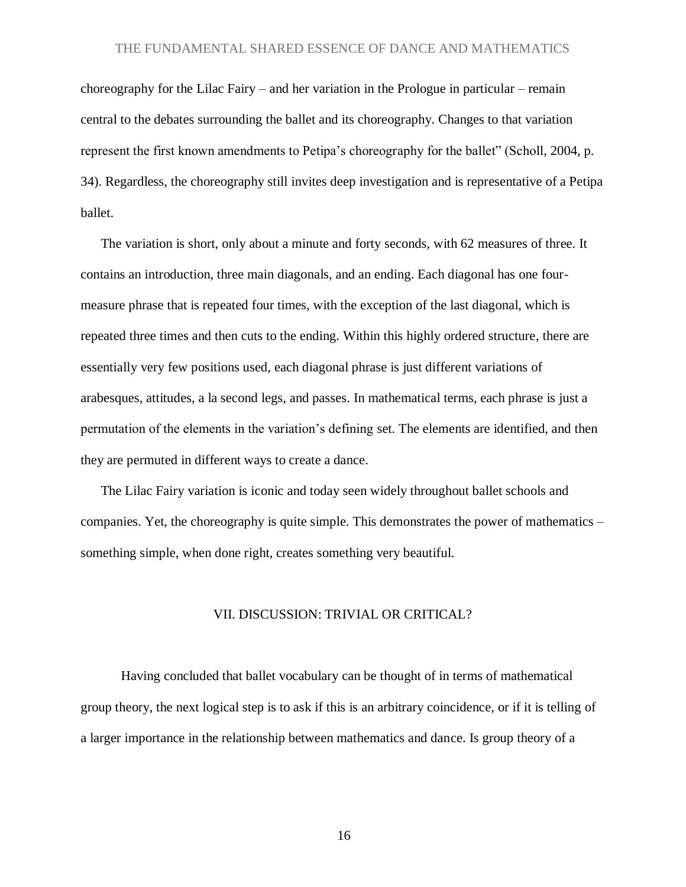choreography for the Lilac Fairy – and her variation in the Prologue in particular – remain central to the debates surrounding the ballet and its choreography. Changes to that variation represent the first known amendments to Petipa's choreography for the ballet" (Scholl, 2004, p. 34). Regardless, the choreography still invites deep investigation and is representative of a Petipa ballet.

The variation is short, only about a minute and forty seconds, with 62 measures of three. It contains an introduction, three main diagonals, and an ending. Each diagonal has one four-measure phrase that is repeated four times, with the exception of the last diagonal, which is repeated three times and then cuts to the ending. Within this highly ordered structure, there are essentially very few positions used, each diagonal phrase is just different variations of arabesques, attitudes, a la second legs, and passes. In mathematical terms, each phrase is just a permutation of the elements in the variation's defining set. The elements are identified, and then they are permuted in different ways to create a dance.

The Lilac Fairy variation is iconic and today seen widely throughout ballet schools and companies. Yet, the choreography is quite simple. This demonstrates the power of mathematics – something simple, when done right, creates something very beautiful.

## VII. DISCUSSION: TRIVIAL OR CRITICAL?

Having concluded that ballet vocabulary can be thought of in terms of mathematical group theory, the next logical step is to ask if this is an arbitrary coincidence, or if it is telling of a larger importance in the relationship between mathematics and dance. Is group theory of a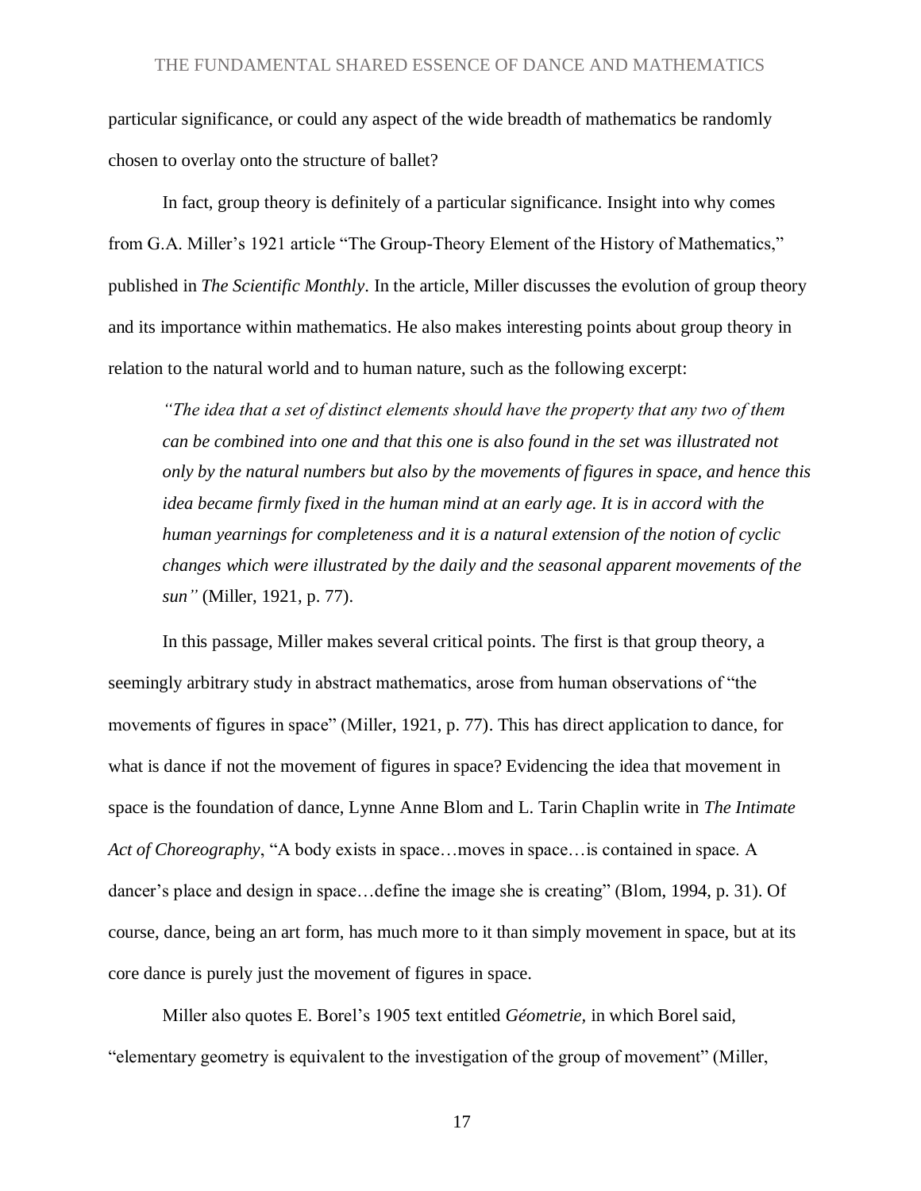particular significance, or could any aspect of the wide breadth of mathematics be randomly chosen to overlay onto the structure of ballet?

In fact, group theory is definitely of a particular significance. Insight into why comes from G.A. Miller's 1921 article "The Group-Theory Element of the History of Mathematics," published in *The Scientific Monthly*. In the article, Miller discusses the evolution of group theory and its importance within mathematics. He also makes interesting points about group theory in relation to the natural world and to human nature, such as the following excerpt:

> *"The idea that a set of distinct elements should have the property that any two of them can be combined into one and that this one is also found in the set was illustrated not only by the natural numbers but also by the movements of figures in space, and hence this idea became firmly fixed in the human mind at an early age. It is in accord with the human yearnings for completeness and it is a natural extension of the notion of cyclic changes which were illustrated by the daily and the seasonal apparent movements of the sun"* (Miller, 1921, p. 77).

In this passage, Miller makes several critical points. The first is that group theory, a seemingly arbitrary study in abstract mathematics, arose from human observations of "the movements of figures in space" (Miller, 1921, p. 77). This has direct application to dance, for what is dance if not the movement of figures in space? Evidencing the idea that movement in space is the foundation of dance, Lynne Anne Blom and L. Tarin Chaplin write in *The Intimate Act of Choreography*, "A body exists in space…moves in space…is contained in space. A dancer's place and design in space…define the image she is creating" (Blom, 1994, p. 31). Of course, dance, being an art form, has much more to it than simply movement in space, but at its core dance is purely just the movement of figures in space.

Miller also quotes E. Borel's 1905 text entitled *Géometrie*, in which Borel said, "elementary geometry is equivalent to the investigation of the group of movement" (Miller,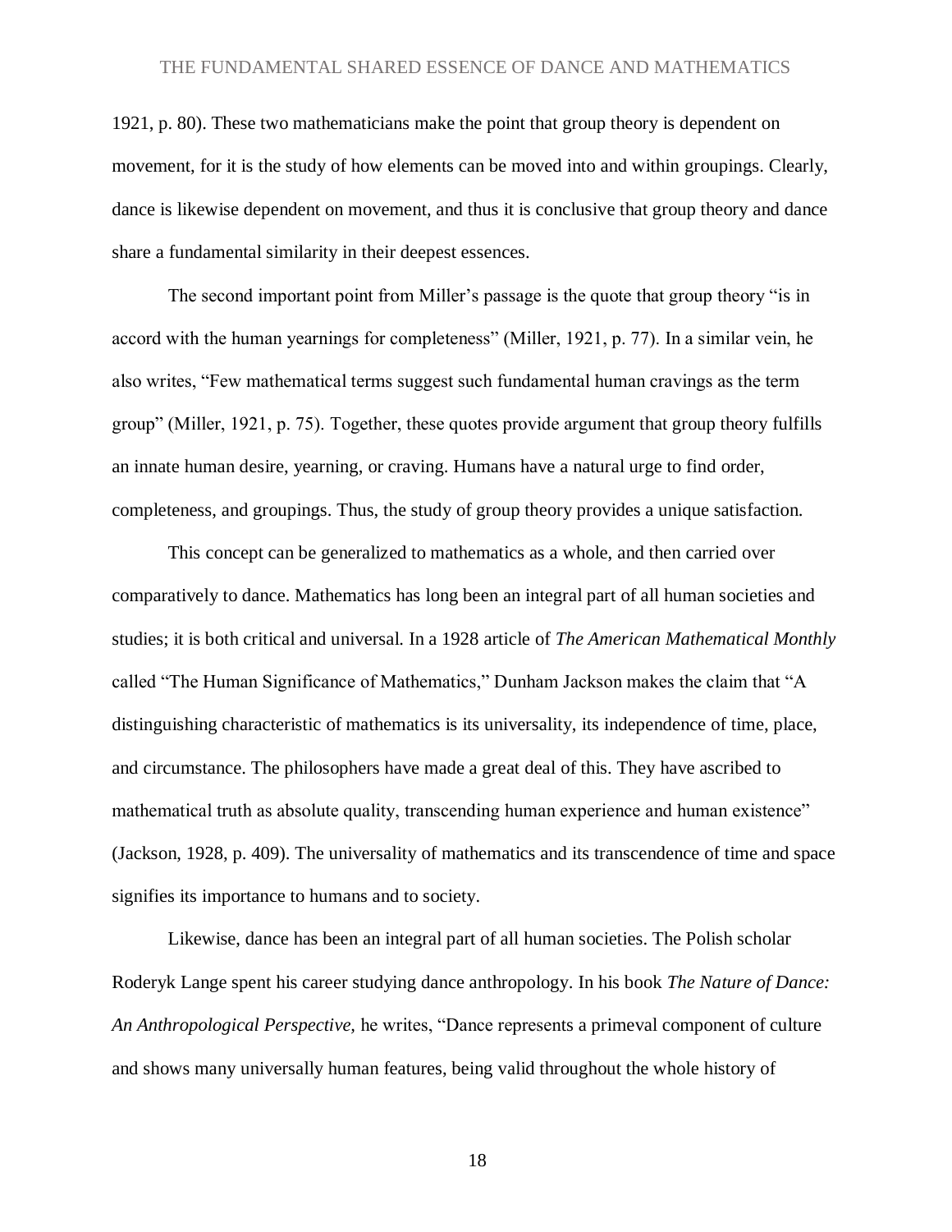1921, p. 80). These two mathematicians make the point that group theory is dependent on movement, for it is the study of how elements can be moved into and within groupings. Clearly, dance is likewise dependent on movement, and thus it is conclusive that group theory and dance share a fundamental similarity in their deepest essences.

The second important point from Miller's passage is the quote that group theory "is in accord with the human yearnings for completeness" (Miller, 1921, p. 77). In a similar vein, he also writes, "Few mathematical terms suggest such fundamental human cravings as the term group" (Miller, 1921, p. 75). Together, these quotes provide argument that group theory fulfills an innate human desire, yearning, or craving. Humans have a natural urge to find order, completeness, and groupings. Thus, the study of group theory provides a unique satisfaction.

This concept can be generalized to mathematics as a whole, and then carried over comparatively to dance. Mathematics has long been an integral part of all human societies and studies; it is both critical and universal. In a 1928 article of *The American Mathematical Monthly* called "The Human Significance of Mathematics," Dunham Jackson makes the claim that "A distinguishing characteristic of mathematics is its universality, its independence of time, place, and circumstance. The philosophers have made a great deal of this. They have ascribed to mathematical truth as absolute quality, transcending human experience and human existence" (Jackson, 1928, p. 409). The universality of mathematics and its transcendence of time and space signifies its importance to humans and to society.

Likewise, dance has been an integral part of all human societies. The Polish scholar Roderyk Lange spent his career studying dance anthropology. In his book *The Nature of Dance: An Anthropological Perspective,* he writes, "Dance represents a primeval component of culture and shows many universally human features, being valid throughout the whole history of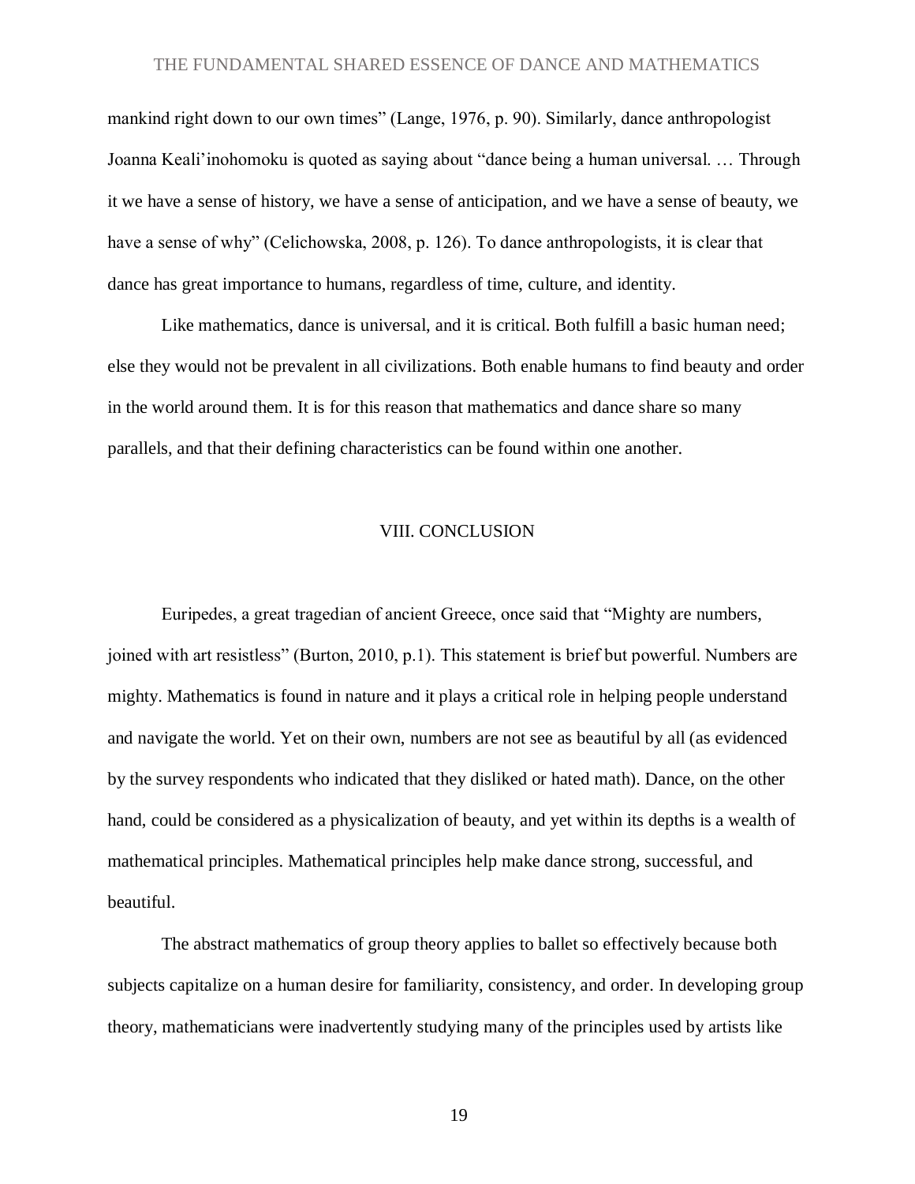mankind right down to our own times" (Lange, 1976, p. 90). Similarly, dance anthropologist Joanna Keali'inohomoku is quoted as saying about "dance being a human universal. … Through it we have a sense of history, we have a sense of anticipation, and we have a sense of beauty, we have a sense of why" (Celichowska, 2008, p. 126). To dance anthropologists, it is clear that dance has great importance to humans, regardless of time, culture, and identity.

Like mathematics, dance is universal, and it is critical. Both fulfill a basic human need; else they would not be prevalent in all civilizations. Both enable humans to find beauty and order in the world around them. It is for this reason that mathematics and dance share so many parallels, and that their defining characteristics can be found within one another.

## VIII. CONCLUSION

Euripedes, a great tragedian of ancient Greece, once said that "Mighty are numbers, joined with art resistless" (Burton, 2010, p.1). This statement is brief but powerful. Numbers are mighty. Mathematics is found in nature and it plays a critical role in helping people understand and navigate the world. Yet on their own, numbers are not see as beautiful by all (as evidenced by the survey respondents who indicated that they disliked or hated math). Dance, on the other hand, could be considered as a physicalization of beauty, and yet within its depths is a wealth of mathematical principles. Mathematical principles help make dance strong, successful, and beautiful.

The abstract mathematics of group theory applies to ballet so effectively because both subjects capitalize on a human desire for familiarity, consistency, and order. In developing group theory, mathematicians were inadvertently studying many of the principles used by artists like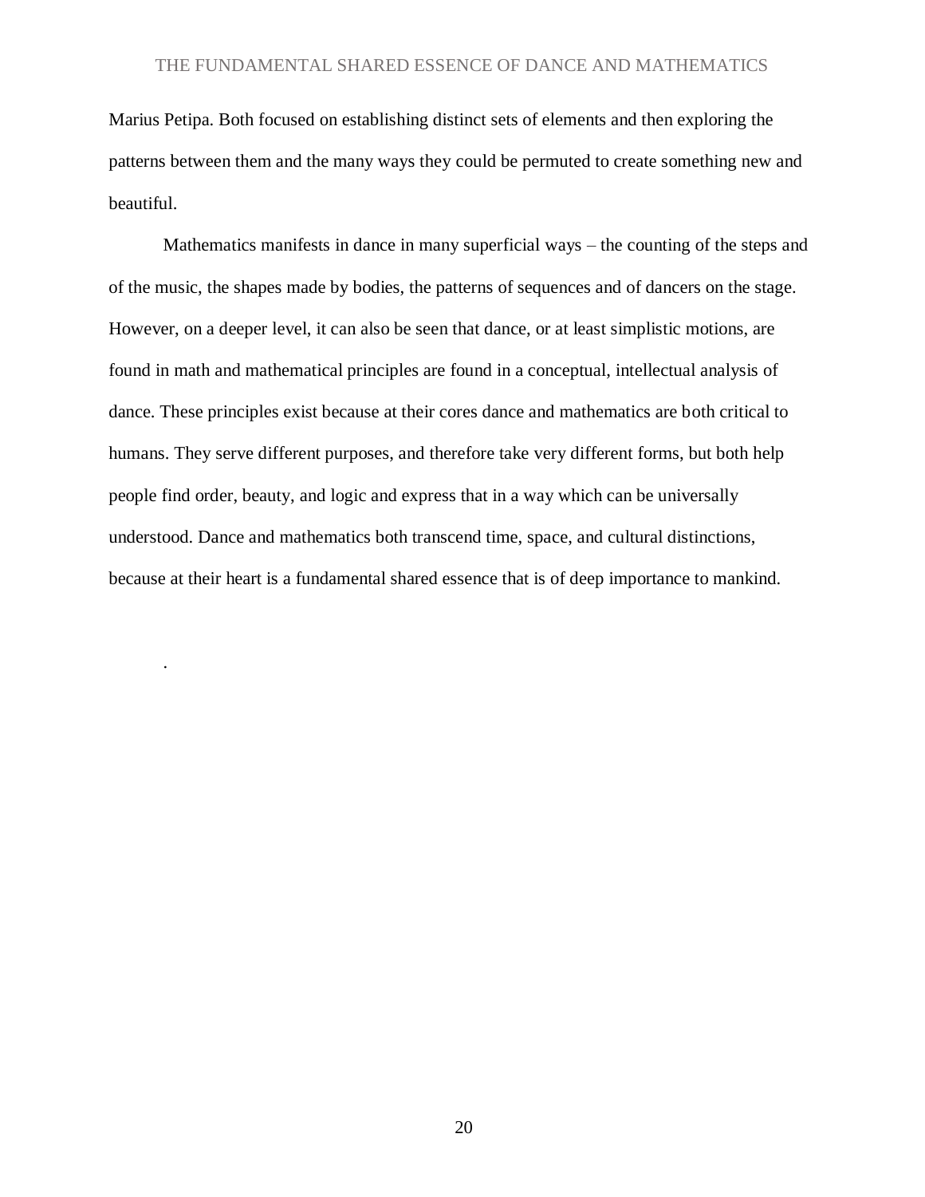Marius Petipa. Both focused on establishing distinct sets of elements and then exploring the patterns between them and the many ways they could be permuted to create something new and beautiful.

Mathematics manifests in dance in many superficial ways – the counting of the steps and of the music, the shapes made by bodies, the patterns of sequences and of dancers on the stage. However, on a deeper level, it can also be seen that dance, or at least simplistic motions, are found in math and mathematical principles are found in a conceptual, intellectual analysis of dance. These principles exist because at their cores dance and mathematics are both critical to humans. They serve different purposes, and therefore take very different forms, but both help people find order, beauty, and logic and express that in a way which can be universally understood. Dance and mathematics both transcend time, space, and cultural distinctions, because at their heart is a fundamental shared essence that is of deep importance to mankind.

.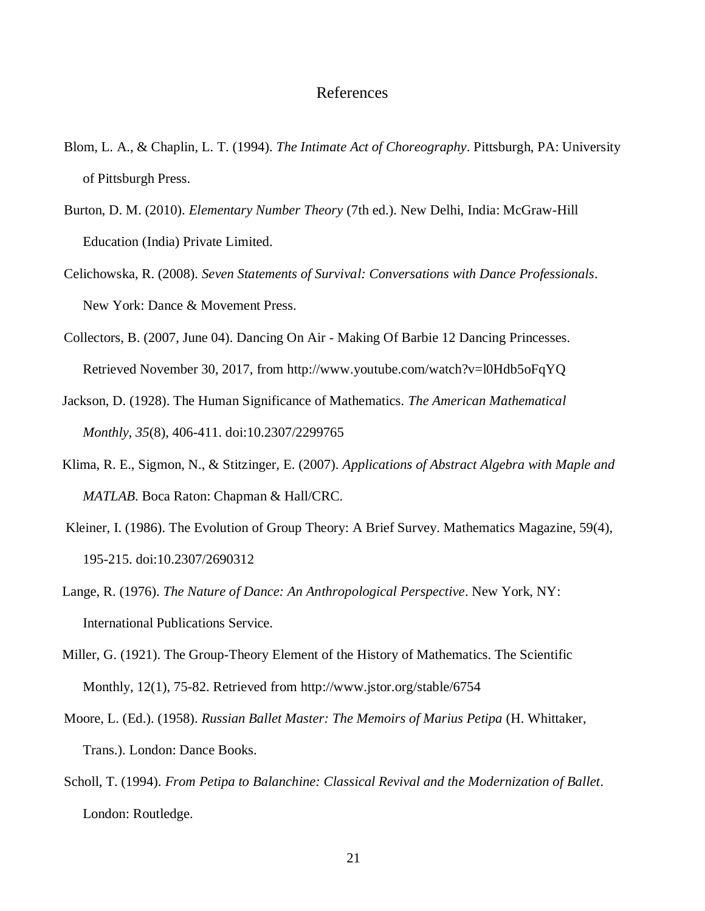# References

Blom, L. A., & Chaplin, L. T. (1994). *The Intimate Act of Choreography*. Pittsburgh, PA: University of Pittsburgh Press.

Burton, D. M. (2010). *Elementary Number Theory* (7th ed.). New Delhi, India: McGraw-Hill Education (India) Private Limited.

Celichowska, R. (2008). *Seven Statements of Survival: Conversations with Dance Professionals*. New York: Dance & Movement Press.

Collectors, B. (2007, June 04). Dancing On Air - Making Of Barbie 12 Dancing Princesses. Retrieved November 30, 2017, from http://www.youtube.com/watch?v=l0Hdb5oFqYQ

Jackson, D. (1928). The Human Significance of Mathematics. *The American Mathematical Monthly, 35*(8), 406-411. doi:10.2307/2299765

Klima, R. E., Sigmon, N., & Stitzinger, E. (2007). *Applications of Abstract Algebra with Maple and MATLAB*. Boca Raton: Chapman & Hall/CRC.

Kleiner, I. (1986). The Evolution of Group Theory: A Brief Survey. Mathematics Magazine, 59(4), 195-215. doi:10.2307/2690312

Lange, R. (1976). *The Nature of Dance: An Anthropological Perspective*. New York, NY: International Publications Service.

Miller, G. (1921). The Group-Theory Element of the History of Mathematics. The Scientific Monthly, 12(1), 75-82. Retrieved from http://www.jstor.org/stable/6754

Moore, L. (Ed.). (1958). *Russian Ballet Master: The Memoirs of Marius Petipa* (H. Whittaker, Trans.). London: Dance Books.

Scholl, T. (1994). *From Petipa to Balanchine: Classical Revival and the Modernization of Ballet*. London: Routledge.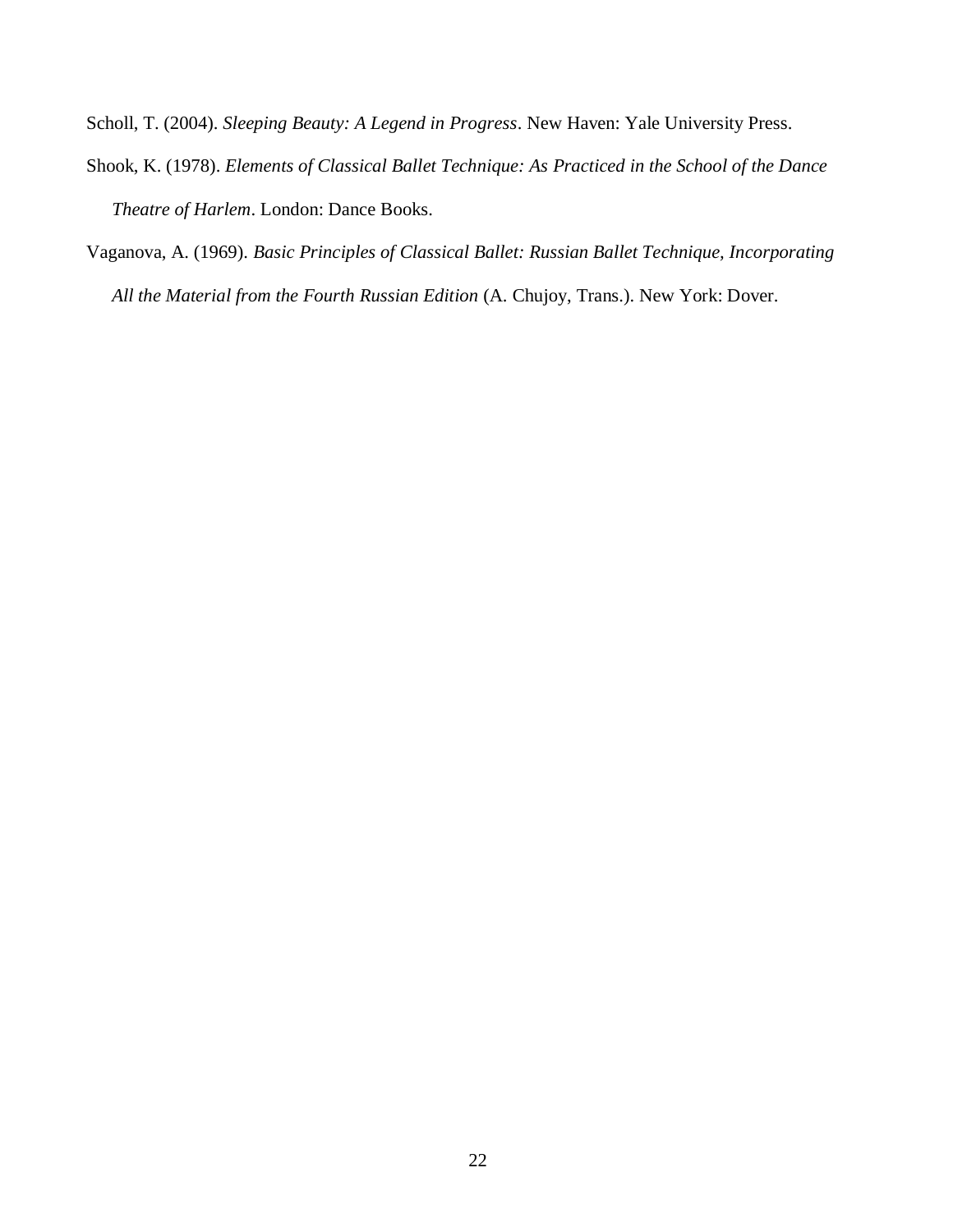Scholl, T. (2004). *Sleeping Beauty: A Legend in Progress*. New Haven: Yale University Press.

Shook, K. (1978). *Elements of Classical Ballet Technique: As Practiced in the School of the Dance Theatre of Harlem*. London: Dance Books.

Vaganova, A. (1969). *Basic Principles of Classical Ballet: Russian Ballet Technique, Incorporating All the Material from the Fourth Russian Edition* (A. Chujoy, Trans.). New York: Dover.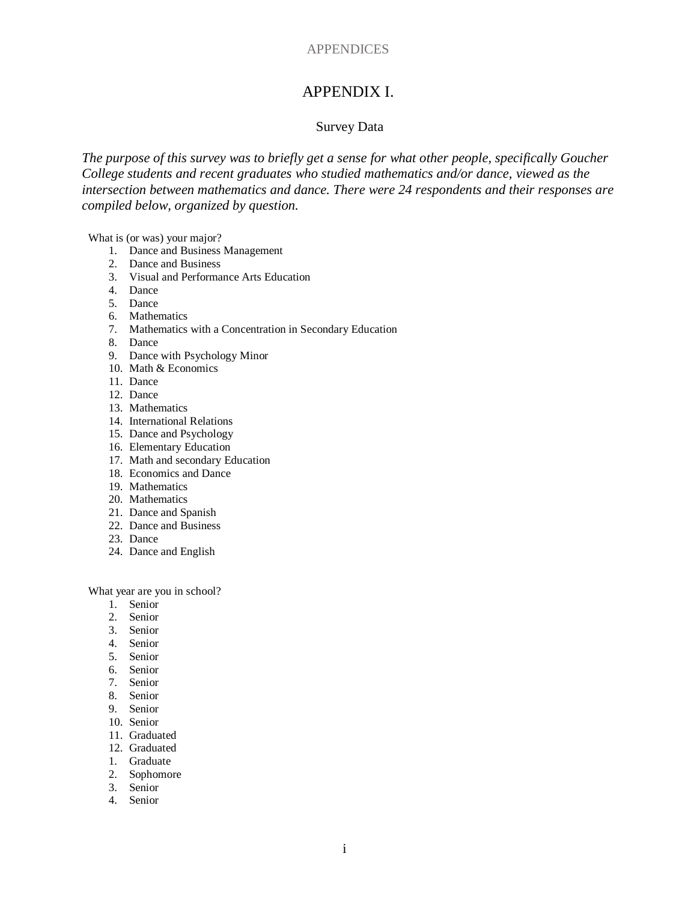APPENDICES

# APPENDIX I.

## Survey Data

*The purpose of this survey was to briefly get a sense for what other people, specifically Goucher College students and recent graduates who studied mathematics and/or dance, viewed as the intersection between mathematics and dance. There were 24 respondents and their responses are compiled below, organized by question.*

What is (or was) your major?

1. Dance and Business Management
2. Dance and Business
3. Visual and Performance Arts Education
4. Dance
5. Dance
6. Mathematics
7. Mathematics with a Concentration in Secondary Education
8. Dance
9. Dance with Psychology Minor
10. Math & Economics
11. Dance
12. Dance
13. Mathematics
14. International Relations
15. Dance and Psychology
16. Elementary Education
17. Math and secondary Education
18. Economics and Dance
19. Mathematics
20. Mathematics
21. Dance and Spanish
22. Dance and Business
23. Dance
24. Dance and English

What year are you in school?

1. Senior
2. Senior
3. Senior
4. Senior
5. Senior
6. Senior
7. Senior
8. Senior
9. Senior
10. Senior
11. Graduated
12. Graduated

1. Graduate
2. Sophomore
3. Senior
4. Senior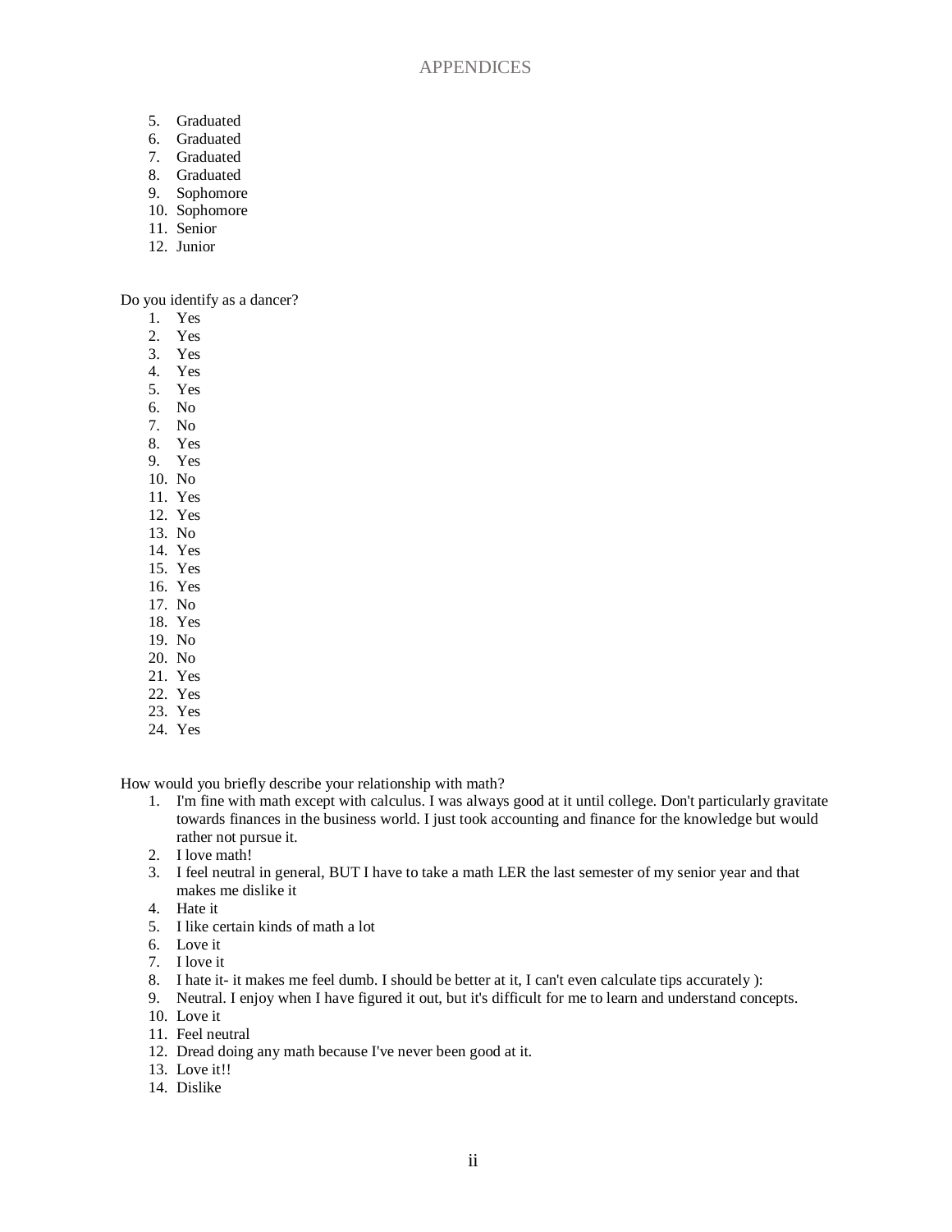5. Graduated
6. Graduated
7. Graduated
8. Graduated
9. Sophomore
10. Sophomore
11. Senior
12. Junior

Do you identify as a dancer?

1. Yes
2. Yes
3. Yes
4. Yes
5. Yes
6. No
7. No
8. Yes
9. Yes
10. No
11. Yes
12. Yes
13. No
14. Yes
15. Yes
16. Yes
17. No
18. Yes
19. No
20. No
21. Yes
22. Yes
23. Yes
24. Yes

How would you briefly describe your relationship with math?

1. I'm fine with math except with calculus. I was always good at it until college. Don't particularly gravitate towards finances in the business world. I just took accounting and finance for the knowledge but would rather not pursue it.
2. I love math!
3. I feel neutral in general, BUT I have to take a math LER the last semester of my senior year and that makes me dislike it
4. Hate it
5. I like certain kinds of math a lot
6. Love it
7. I love it
8. I hate it- it makes me feel dumb. I should be better at it, I can't even calculate tips accurately ):
9. Neutral. I enjoy when I have figured it out, but it's difficult for me to learn and understand concepts.
10. Love it
11. Feel neutral
12. Dread doing any math because I've never been good at it.
13. Love it!!
14. Dislike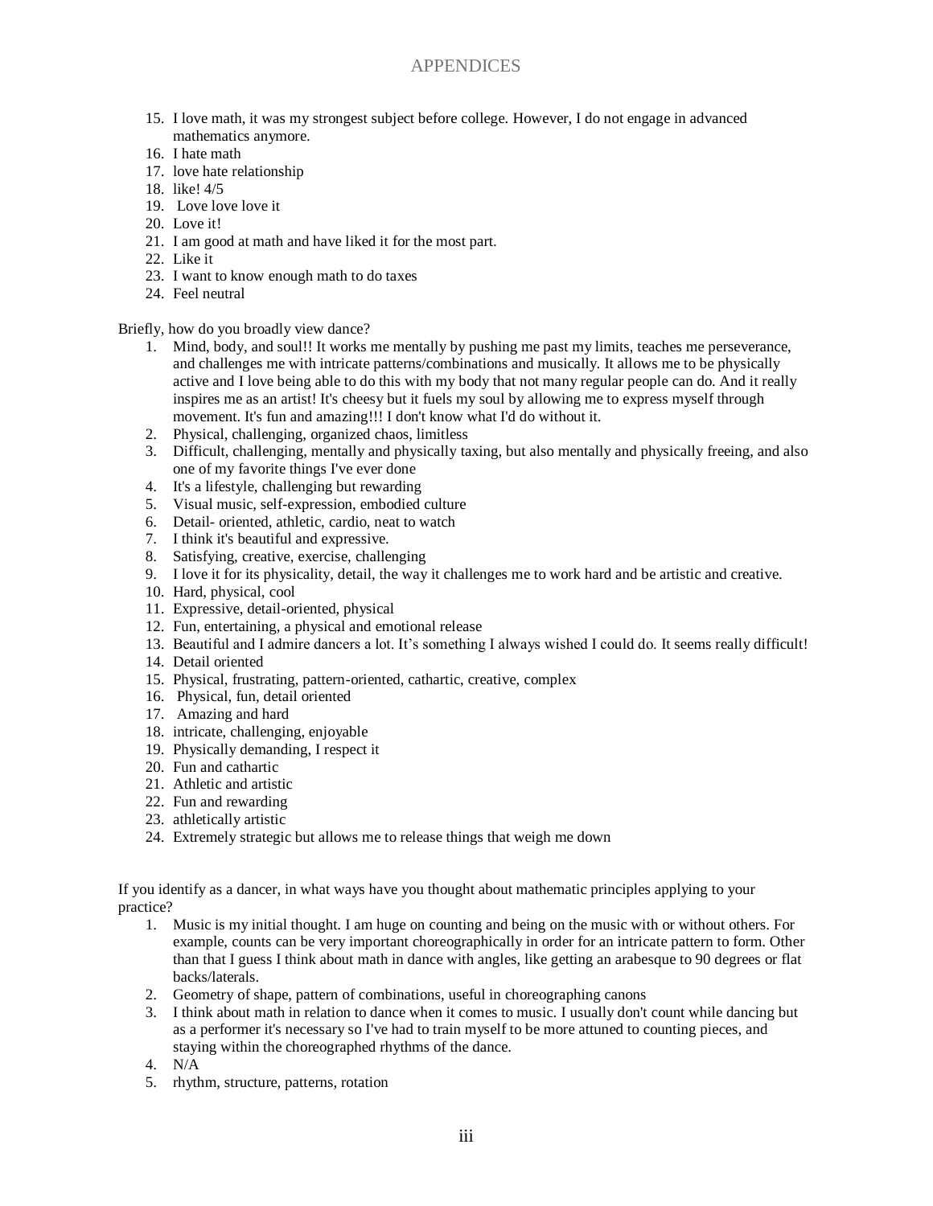15. I love math, it was my strongest subject before college. However, I do not engage in advanced mathematics anymore.
16. I hate math
17. love hate relationship
18. like! 4/5
19. Love love love it
20. Love it!
21. I am good at math and have liked it for the most part.
22. Like it
23. I want to know enough math to do taxes
24. Feel neutral

Briefly, how do you broadly view dance?

1. Mind, body, and soul!! It works me mentally by pushing me past my limits, teaches me perseverance, and challenges me with intricate patterns/combinations and musically. It allows me to be physically active and I love being able to do this with my body that not many regular people can do. And it really inspires me as an artist! It's cheesy but it fuels my soul by allowing me to express myself through movement. It's fun and amazing!!! I don't know what I'd do without it.
2. Physical, challenging, organized chaos, limitless
3. Difficult, challenging, mentally and physically taxing, but also mentally and physically freeing, and also one of my favorite things I've ever done
4. It's a lifestyle, challenging but rewarding
5. Visual music, self-expression, embodied culture
6. Detail- oriented, athletic, cardio, neat to watch
7. I think it's beautiful and expressive.
8. Satisfying, creative, exercise, challenging
9. I love it for its physicality, detail, the way it challenges me to work hard and be artistic and creative.
10. Hard, physical, cool
11. Expressive, detail-oriented, physical
12. Fun, entertaining, a physical and emotional release
13. Beautiful and I admire dancers a lot. It's something I always wished I could do. It seems really difficult!
14. Detail oriented
15. Physical, frustrating, pattern-oriented, cathartic, creative, complex
16. Physical, fun, detail oriented
17. Amazing and hard
18. intricate, challenging, enjoyable
19. Physically demanding, I respect it
20. Fun and cathartic
21. Athletic and artistic
22. Fun and rewarding
23. athletically artistic
24. Extremely strategic but allows me to release things that weigh me down

If you identify as a dancer, in what ways have you thought about mathematic principles applying to your practice?

1. Music is my initial thought. I am huge on counting and being on the music with or without others. For example, counts can be very important choreographically in order for an intricate pattern to form. Other than that I guess I think about math in dance with angles, like getting an arabesque to 90 degrees or flat backs/laterals.
2. Geometry of shape, pattern of combinations, useful in choreographing canons
3. I think about math in relation to dance when it comes to music. I usually don't count while dancing but as a performer it's necessary so I've had to train myself to be more attuned to counting pieces, and staying within the choreographed rhythms of the dance.
4. N/A
5. rhythm, structure, patterns, rotation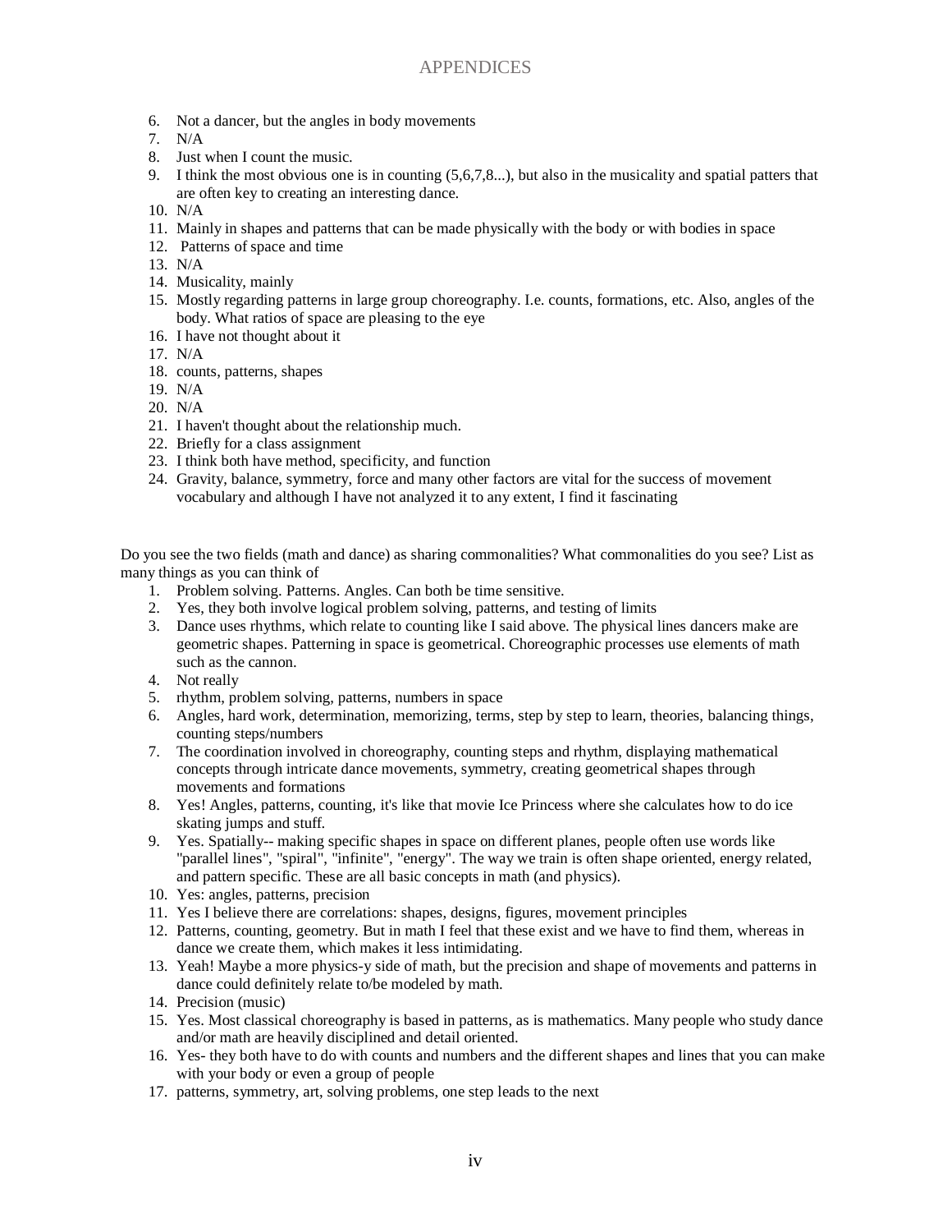6. Not a dancer, but the angles in body movements
7. N/A
8. Just when I count the music.
9. I think the most obvious one is in counting (5,6,7,8...), but also in the musicality and spatial patters that are often key to creating an interesting dance.
10. N/A
11. Mainly in shapes and patterns that can be made physically with the body or with bodies in space
12. Patterns of space and time
13. N/A
14. Musicality, mainly
15. Mostly regarding patterns in large group choreography. I.e. counts, formations, etc. Also, angles of the body. What ratios of space are pleasing to the eye
16. I have not thought about it
17. N/A
18. counts, patterns, shapes
19. N/A
20. N/A
21. I haven't thought about the relationship much.
22. Briefly for a class assignment
23. I think both have method, specificity, and function
24. Gravity, balance, symmetry, force and many other factors are vital for the success of movement vocabulary and although I have not analyzed it to any extent, I find it fascinating

Do you see the two fields (math and dance) as sharing commonalities? What commonalities do you see? List as many things as you can think of

1. Problem solving. Patterns. Angles. Can both be time sensitive.
2. Yes, they both involve logical problem solving, patterns, and testing of limits
3. Dance uses rhythms, which relate to counting like I said above. The physical lines dancers make are geometric shapes. Patterning in space is geometrical. Choreographic processes use elements of math such as the cannon.
4. Not really
5. rhythm, problem solving, patterns, numbers in space
6. Angles, hard work, determination, memorizing, terms, step by step to learn, theories, balancing things, counting steps/numbers
7. The coordination involved in choreography, counting steps and rhythm, displaying mathematical concepts through intricate dance movements, symmetry, creating geometrical shapes through movements and formations
8. Yes! Angles, patterns, counting, it's like that movie Ice Princess where she calculates how to do ice skating jumps and stuff.
9. Yes. Spatially-- making specific shapes in space on different planes, people often use words like "parallel lines", "spiral", "infinite", "energy". The way we train is often shape oriented, energy related, and pattern specific. These are all basic concepts in math (and physics).
10. Yes: angles, patterns, precision
11. Yes I believe there are correlations: shapes, designs, figures, movement principles
12. Patterns, counting, geometry. But in math I feel that these exist and we have to find them, whereas in dance we create them, which makes it less intimidating.
13. Yeah! Maybe a more physics-y side of math, but the precision and shape of movements and patterns in dance could definitely relate to/be modeled by math.
14. Precision (music)
15. Yes. Most classical choreography is based in patterns, as is mathematics. Many people who study dance and/or math are heavily disciplined and detail oriented.
16. Yes- they both have to do with counts and numbers and the different shapes and lines that you can make with your body or even a group of people
17. patterns, symmetry, art, solving problems, one step leads to the next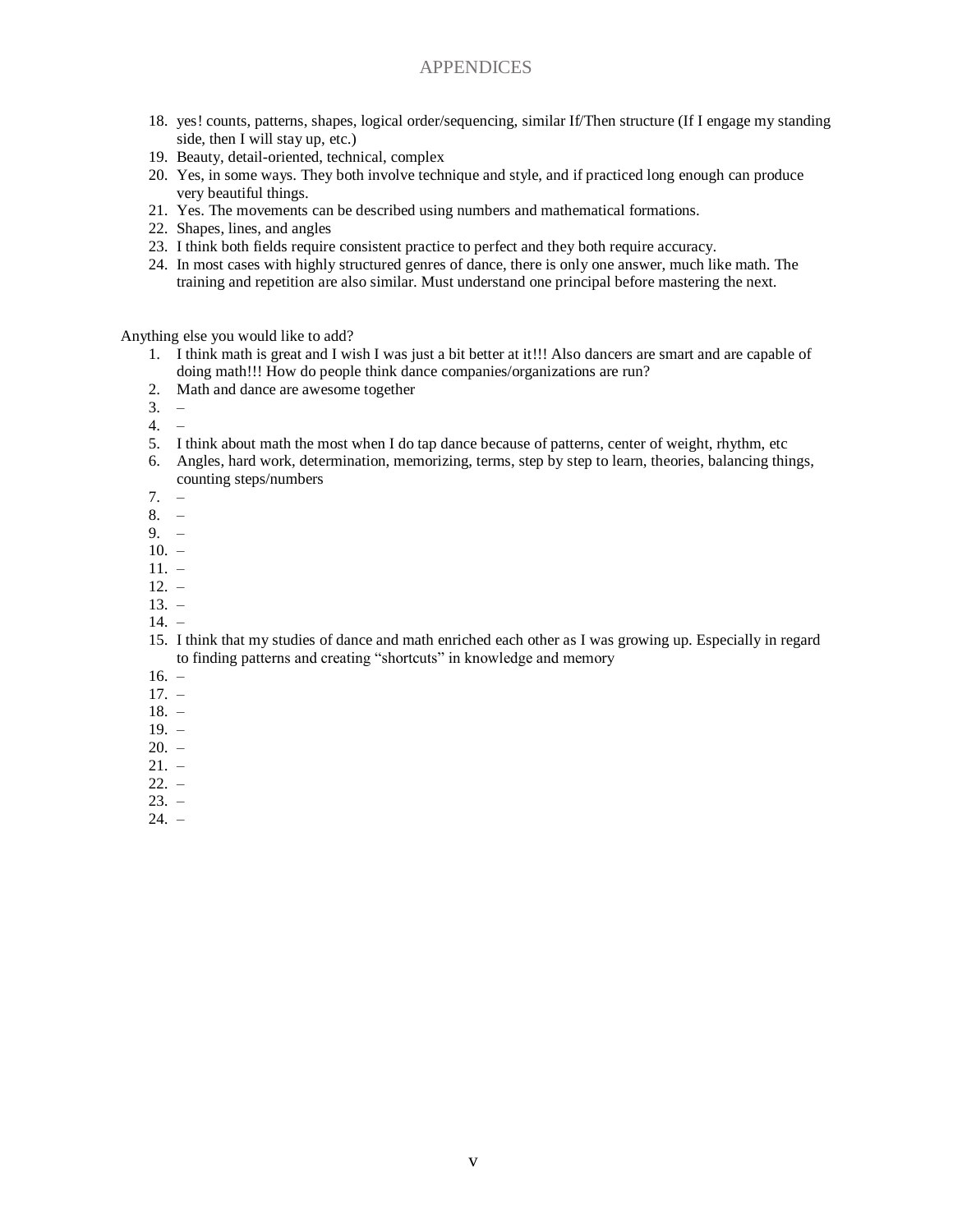18. yes! counts, patterns, shapes, logical order/sequencing, similar If/Then structure (If I engage my standing side, then I will stay up, etc.)
19. Beauty, detail-oriented, technical, complex
20. Yes, in some ways. They both involve technique and style, and if practiced long enough can produce very beautiful things.
21. Yes. The movements can be described using numbers and mathematical formations.
22. Shapes, lines, and angles
23. I think both fields require consistent practice to perfect and they both require accuracy.
24. In most cases with highly structured genres of dance, there is only one answer, much like math. The training and repetition are also similar. Must understand one principal before mastering the next.

Anything else you would like to add?

1. I think math is great and I wish I was just a bit better at it!!! Also dancers are smart and are capable of doing math!!! How do people think dance companies/organizations are run?
2. Math and dance are awesome together
3. –
4. –
5. I think about math the most when I do tap dance because of patterns, center of weight, rhythm, etc
6. Angles, hard work, determination, memorizing, terms, step by step to learn, theories, balancing things, counting steps/numbers
7. –
8. –
9. –
10. –
11. –
12. –
13. –
14. –
15. I think that my studies of dance and math enriched each other as I was growing up. Especially in regard to finding patterns and creating "shortcuts" in knowledge and memory
16. –
17. –
18. –
19. –
20. –
21. –
22. –
23. –
24. –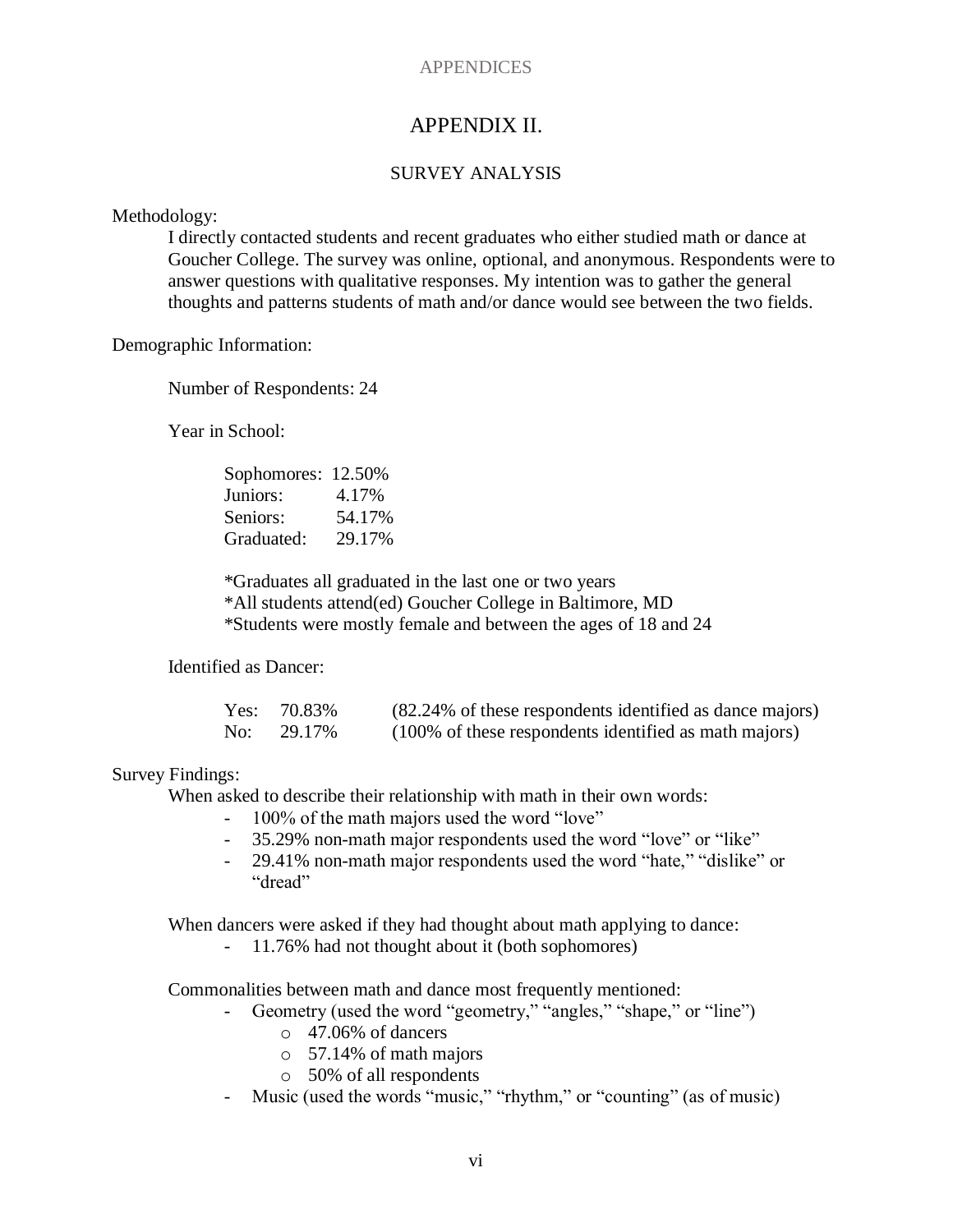# APPENDIX II.

## SURVEY ANALYSIS

Methodology:

I directly contacted students and recent graduates who either studied math or dance at Goucher College. The survey was online, optional, and anonymous. Respondents were to answer questions with qualitative responses. My intention was to gather the general thoughts and patterns students of math and/or dance would see between the two fields.

Demographic Information:

Number of Respondents: 24

Year in School:

| | |
|---|---|
| Sophomores: | 12.50% |
| Juniors: | 4.17% |
| Seniors: | 54.17% |
| Graduated: | 29.17% |

*Graduates all graduated in the last one or two years
*All students attend(ed) Goucher College in Baltimore, MD
*Students were mostly female and between the ages of 18 and 24

Identified as Dancer:

| | | |
|---|---|---|
| Yes: | 70.83% | (82.24% of these respondents identified as dance majors) |
| No: | 29.17% | (100% of these respondents identified as math majors) |

Survey Findings:

When asked to describe their relationship with math in their own words:

- 100% of the math majors used the word "love"
- 35.29% non-math major respondents used the word "love" or "like"
- 29.41% non-math major respondents used the word "hate," "dislike" or "dread"

When dancers were asked if they had thought about math applying to dance:

- 11.76% had not thought about it (both sophomores)

Commonalities between math and dance most frequently mentioned:

- Geometry (used the word "geometry," "angles," "shape," or "line")
  - 47.06% of dancers
  - 57.14% of math majors
  - 50% of all respondents
- Music (used the words "music," "rhythm," or "counting" (as of music)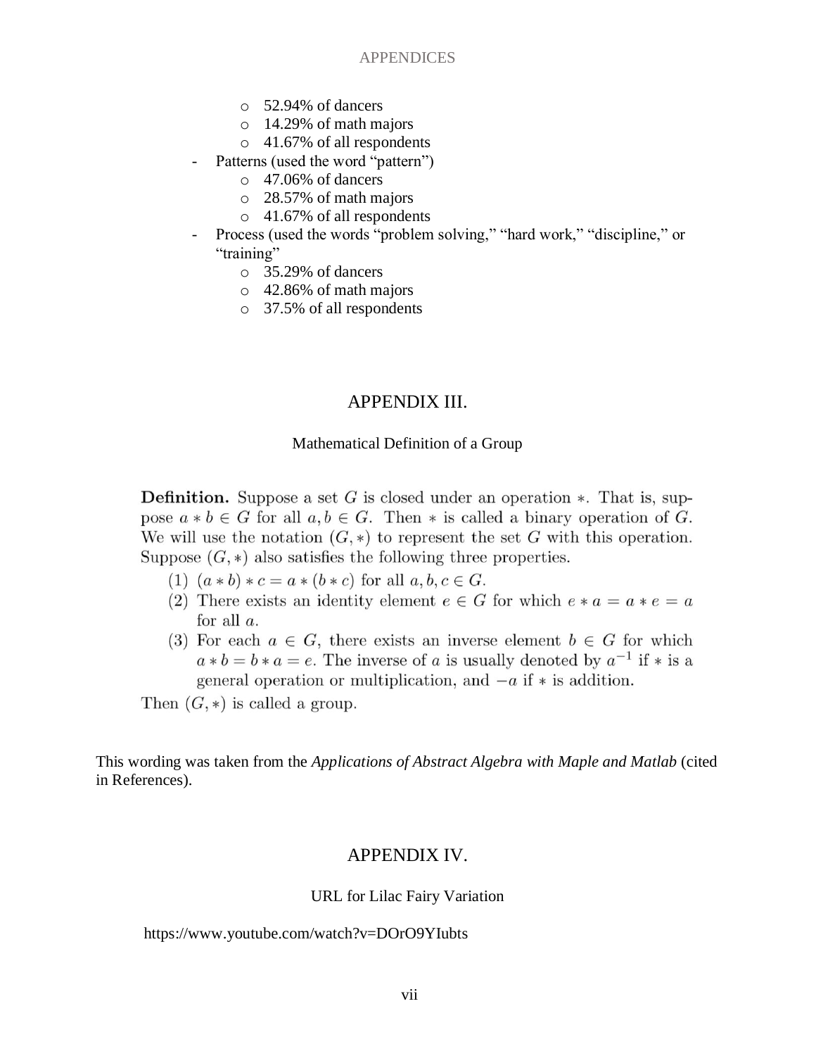- 52.94% of dancers
    - 14.29% of math majors
    - 41.67% of all respondents
- Patterns (used the word "pattern")
    - 47.06% of dancers
    - 28.57% of math majors
    - 41.67% of all respondents
- Process (used the words "problem solving," "hard work," "discipline," or "training"
    - 35.29% of dancers
    - 42.86% of math majors
    - 37.5% of all respondents

## APPENDIX III.

### Mathematical Definition of a Group

**Definition.** Suppose a set $G$ is closed under an operation $*$. That is, suppose $a * b \in G$ for all $a, b \in G$. Then $*$ is called a binary operation of $G$. We will use the notation $(G, *)$ to represent the set $G$ with this operation. Suppose $(G, *)$ also satisfies the following three properties.

(1) $(a * b) * c = a * (b * c)$ for all $a, b, c \in G$.

(2) There exists an identity element $e \in G$ for which $e * a = a * e = a$ for all $a$.

(3) For each $a \in G$, there exists an inverse element $b \in G$ for which $a * b = b * a = e$. The inverse of $a$ is usually denoted by $a^{-1}$ if $*$ is a general operation or multiplication, and $-a$ if $*$ is addition.

Then $(G, *)$ is called a group.

This wording was taken from the *Applications of Abstract Algebra with Maple and Matlab* (cited in References).

## APPENDIX IV.

### URL for Lilac Fairy Variation

https://www.youtube.com/watch?v=DOrO9YIubts